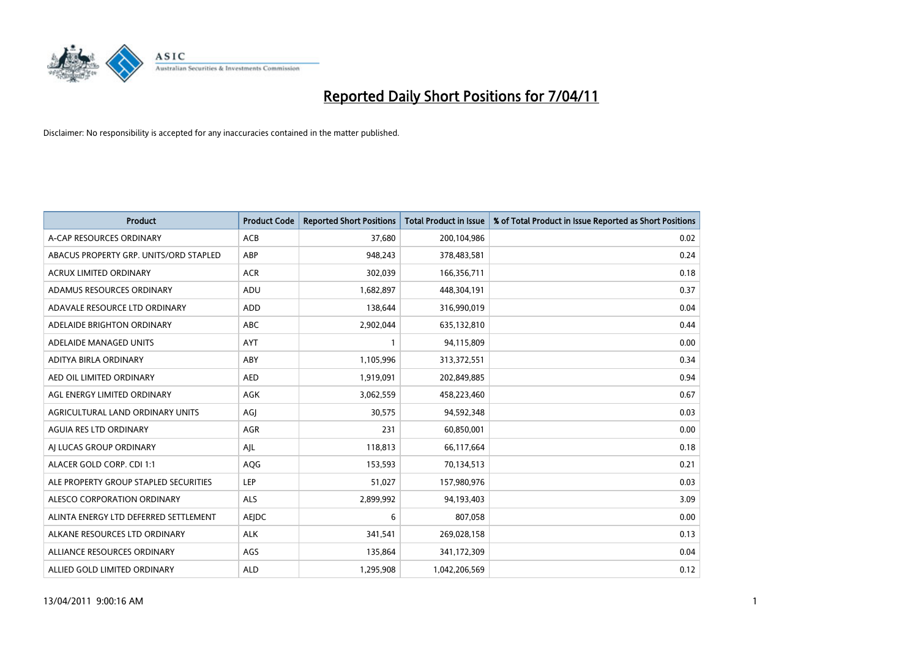# Reported Daily Short Positions for 7/04/11

Disclaimer: No responsibility is accepted for any inaccuracies contained in the matter published.

| Product | Product Code | Reported Short Positions | Total Product in Issue | % of Total Product in Issue Reported as Short Positions |
|---|---|---|---|---|
| A-CAP RESOURCES ORDINARY | ACB | 37,680 | 200,104,986 | 0.02 |
| ABACUS PROPERTY GRP. UNITS/ORD STAPLED | ABP | 948,243 | 378,483,581 | 0.24 |
| ACRUX LIMITED ORDINARY | ACR | 302,039 | 166,356,711 | 0.18 |
| ADAMUS RESOURCES ORDINARY | ADU | 1,682,897 | 448,304,191 | 0.37 |
| ADAVALE RESOURCE LTD ORDINARY | ADD | 138,644 | 316,990,019 | 0.04 |
| ADELAIDE BRIGHTON ORDINARY | ABC | 2,902,044 | 635,132,810 | 0.44 |
| ADELAIDE MANAGED UNITS | AYT | 1 | 94,115,809 | 0.00 |
| ADITYA BIRLA ORDINARY | ABY | 1,105,996 | 313,372,551 | 0.34 |
| AED OIL LIMITED ORDINARY | AED | 1,919,091 | 202,849,885 | 0.94 |
| AGL ENERGY LIMITED ORDINARY | AGK | 3,062,559 | 458,223,460 | 0.67 |
| AGRICULTURAL LAND ORDINARY UNITS | AGJ | 30,575 | 94,592,348 | 0.03 |
| AGUIA RES LTD ORDINARY | AGR | 231 | 60,850,001 | 0.00 |
| AJ LUCAS GROUP ORDINARY | AJL | 118,813 | 66,117,664 | 0.18 |
| ALACER GOLD CORP. CDI 1:1 | AQG | 153,593 | 70,134,513 | 0.21 |
| ALE PROPERTY GROUP STAPLED SECURITIES | LEP | 51,027 | 157,980,976 | 0.03 |
| ALESCO CORPORATION ORDINARY | ALS | 2,899,992 | 94,193,403 | 3.09 |
| ALINTA ENERGY LTD DEFERRED SETTLEMENT | AEJDC | 6 | 807,058 | 0.00 |
| ALKANE RESOURCES LTD ORDINARY | ALK | 341,541 | 269,028,158 | 0.13 |
| ALLIANCE RESOURCES ORDINARY | AGS | 135,864 | 341,172,309 | 0.04 |
| ALLIED GOLD LIMITED ORDINARY | ALD | 1,295,908 | 1,042,206,569 | 0.12 |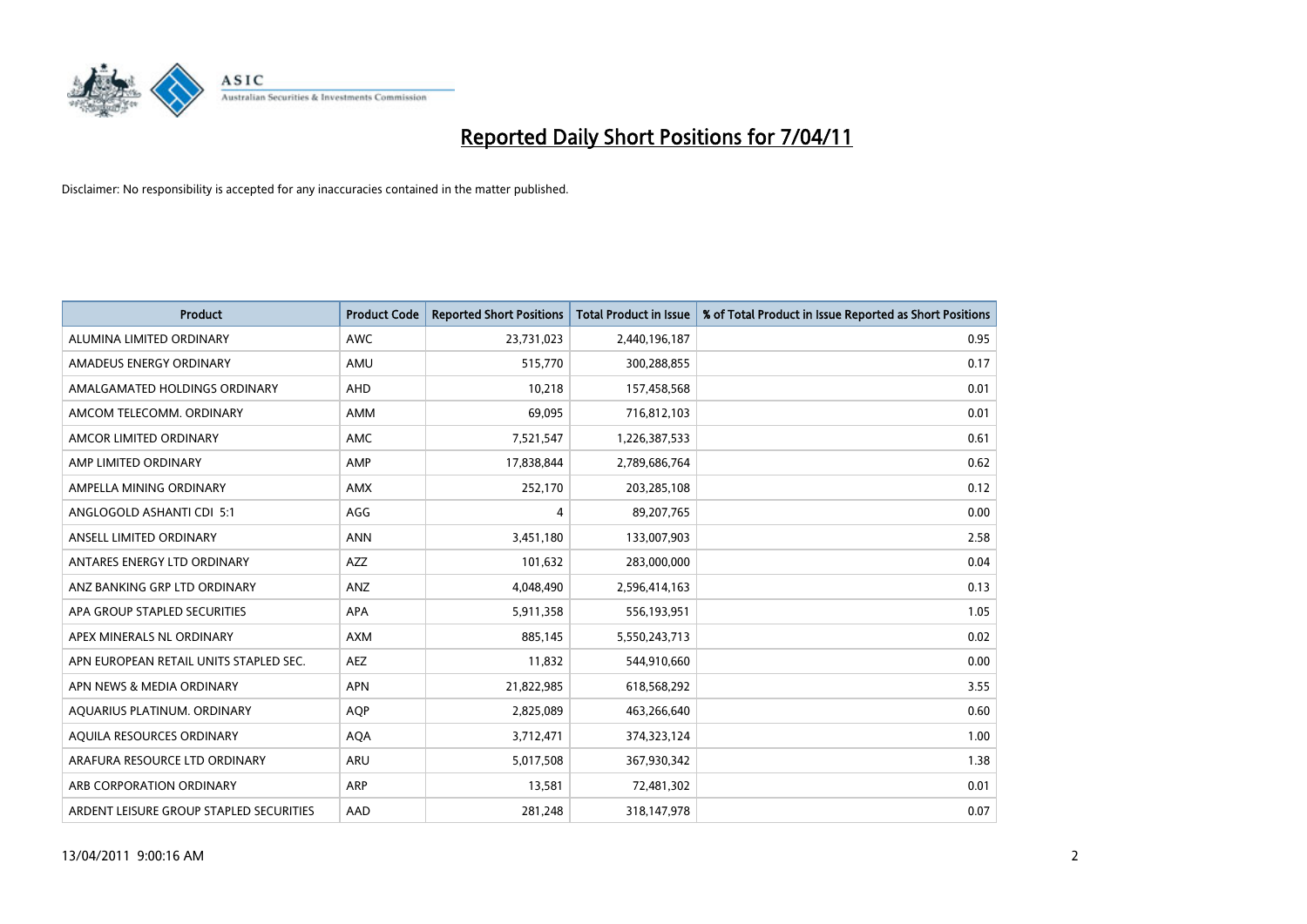# Reported Daily Short Positions for 7/04/11

Disclaimer: No responsibility is accepted for any inaccuracies contained in the matter published.

| Product | Product Code | Reported Short Positions | Total Product in Issue | % of Total Product in Issue Reported as Short Positions |
|---|---|---|---|---|
| ALUMINA LIMITED ORDINARY | AWC | 23,731,023 | 2,440,196,187 | 0.95 |
| AMADEUS ENERGY ORDINARY | AMU | 515,770 | 300,288,855 | 0.17 |
| AMALGAMATED HOLDINGS ORDINARY | AHD | 10,218 | 157,458,568 | 0.01 |
| AMCOM TELECOMM. ORDINARY | AMM | 69,095 | 716,812,103 | 0.01 |
| AMCOR LIMITED ORDINARY | AMC | 7,521,547 | 1,226,387,533 | 0.61 |
| AMP LIMITED ORDINARY | AMP | 17,838,844 | 2,789,686,764 | 0.62 |
| AMPELLA MINING ORDINARY | AMX | 252,170 | 203,285,108 | 0.12 |
| ANGLOGOLD ASHANTI CDI 5:1 | AGG | 4 | 89,207,765 | 0.00 |
| ANSELL LIMITED ORDINARY | ANN | 3,451,180 | 133,007,903 | 2.58 |
| ANTARES ENERGY LTD ORDINARY | AZZ | 101,632 | 283,000,000 | 0.04 |
| ANZ BANKING GRP LTD ORDINARY | ANZ | 4,048,490 | 2,596,414,163 | 0.13 |
| APA GROUP STAPLED SECURITIES | APA | 5,911,358 | 556,193,951 | 1.05 |
| APEX MINERALS NL ORDINARY | AXM | 885,145 | 5,550,243,713 | 0.02 |
| APN EUROPEAN RETAIL UNITS STAPLED SEC. | AEZ | 11,832 | 544,910,660 | 0.00 |
| APN NEWS & MEDIA ORDINARY | APN | 21,822,985 | 618,568,292 | 3.55 |
| AQUARIUS PLATINUM. ORDINARY | AQP | 2,825,089 | 463,266,640 | 0.60 |
| AQUILA RESOURCES ORDINARY | AQA | 3,712,471 | 374,323,124 | 1.00 |
| ARAFURA RESOURCE LTD ORDINARY | ARU | 5,017,508 | 367,930,342 | 1.38 |
| ARB CORPORATION ORDINARY | ARP | 13,581 | 72,481,302 | 0.01 |
| ARDENT LEISURE GROUP STAPLED SECURITIES | AAD | 281,248 | 318,147,978 | 0.07 |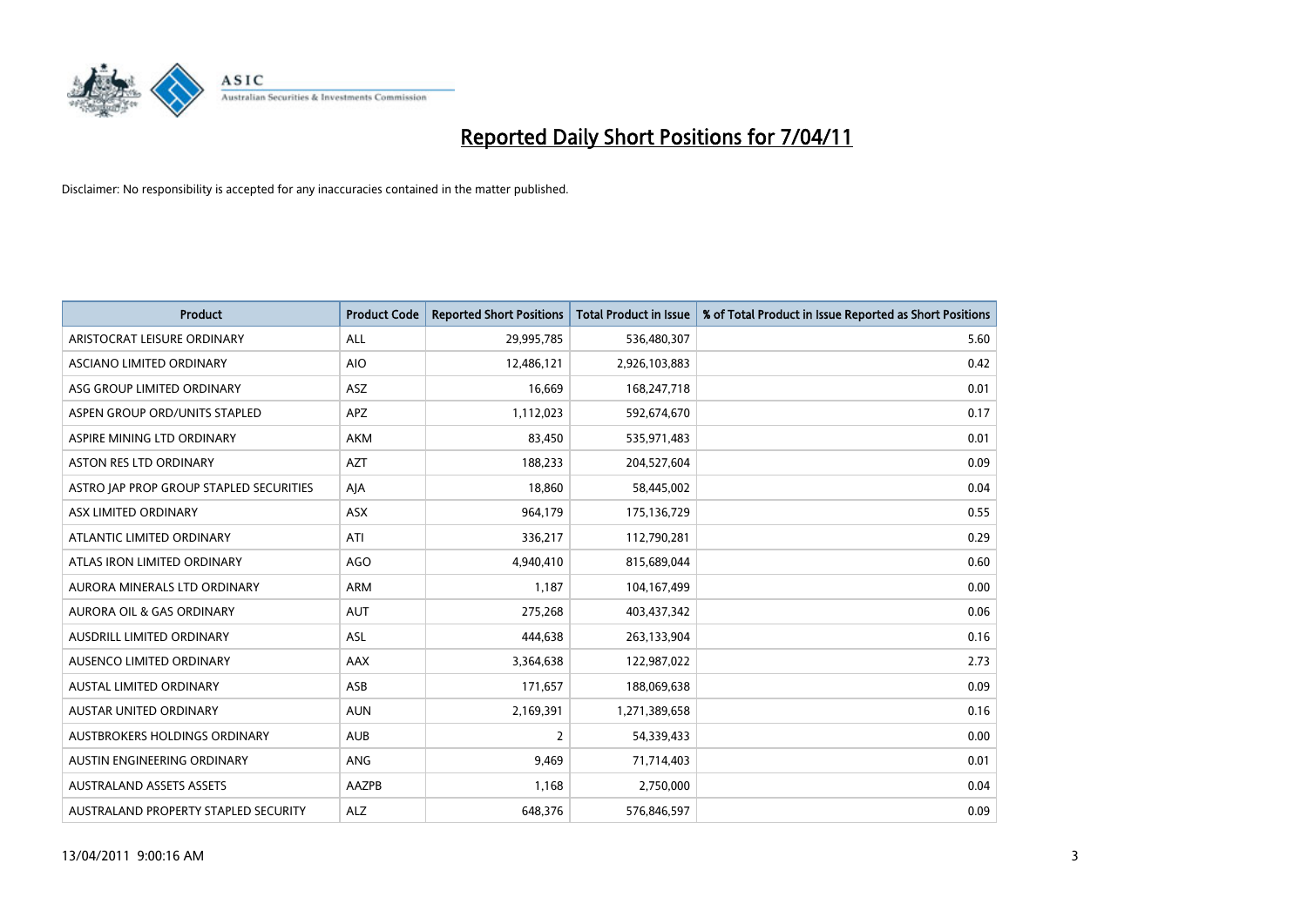# Reported Daily Short Positions for 7/04/11

Disclaimer: No responsibility is accepted for any inaccuracies contained in the matter published.

| Product | Product Code | Reported Short Positions | Total Product in Issue | % of Total Product in Issue Reported as Short Positions |
|---|---|---|---|---|
| ARISTOCRAT LEISURE ORDINARY | ALL | 29,995,785 | 536,480,307 | 5.60 |
| ASCIANO LIMITED ORDINARY | AIO | 12,486,121 | 2,926,103,883 | 0.42 |
| ASG GROUP LIMITED ORDINARY | ASZ | 16,669 | 168,247,718 | 0.01 |
| ASPEN GROUP ORD/UNITS STAPLED | APZ | 1,112,023 | 592,674,670 | 0.17 |
| ASPIRE MINING LTD ORDINARY | AKM | 83,450 | 535,971,483 | 0.01 |
| ASTON RES LTD ORDINARY | AZT | 188,233 | 204,527,604 | 0.09 |
| ASTRO JAP PROP GROUP STAPLED SECURITIES | AJA | 18,860 | 58,445,002 | 0.04 |
| ASX LIMITED ORDINARY | ASX | 964,179 | 175,136,729 | 0.55 |
| ATLANTIC LIMITED ORDINARY | ATI | 336,217 | 112,790,281 | 0.29 |
| ATLAS IRON LIMITED ORDINARY | AGO | 4,940,410 | 815,689,044 | 0.60 |
| AURORA MINERALS LTD ORDINARY | ARM | 1,187 | 104,167,499 | 0.00 |
| AURORA OIL & GAS ORDINARY | AUT | 275,268 | 403,437,342 | 0.06 |
| AUSDRILL LIMITED ORDINARY | ASL | 444,638 | 263,133,904 | 0.16 |
| AUSENCO LIMITED ORDINARY | AAX | 3,364,638 | 122,987,022 | 2.73 |
| AUSTAL LIMITED ORDINARY | ASB | 171,657 | 188,069,638 | 0.09 |
| AUSTAR UNITED ORDINARY | AUN | 2,169,391 | 1,271,389,658 | 0.16 |
| AUSTBROKERS HOLDINGS ORDINARY | AUB | 2 | 54,339,433 | 0.00 |
| AUSTIN ENGINEERING ORDINARY | ANG | 9,469 | 71,714,403 | 0.01 |
| AUSTRALAND ASSETS ASSETS | AAZPB | 1,168 | 2,750,000 | 0.04 |
| AUSTRALAND PROPERTY STAPLED SECURITY | ALZ | 648,376 | 576,846,597 | 0.09 |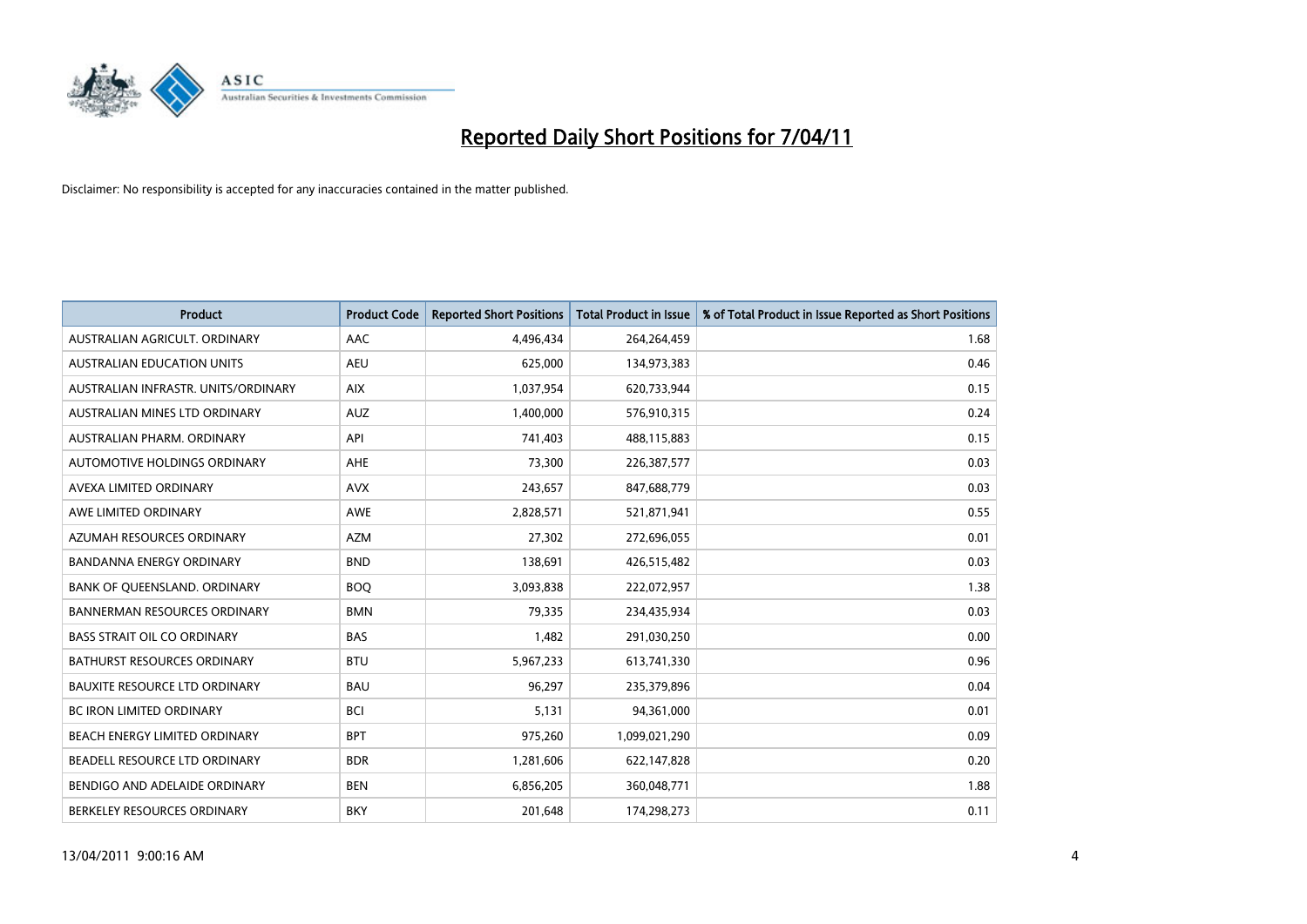# Reported Daily Short Positions for 7/04/11

Disclaimer: No responsibility is accepted for any inaccuracies contained in the matter published.

| Product | Product Code | Reported Short Positions | Total Product in Issue | % of Total Product in Issue Reported as Short Positions |
|---|---|---|---|---|
| AUSTRALIAN AGRICULT. ORDINARY | AAC | 4,496,434 | 264,264,459 | 1.68 |
| AUSTRALIAN EDUCATION UNITS | AEU | 625,000 | 134,973,383 | 0.46 |
| AUSTRALIAN INFRASTR. UNITS/ORDINARY | AIX | 1,037,954 | 620,733,944 | 0.15 |
| AUSTRALIAN MINES LTD ORDINARY | AUZ | 1,400,000 | 576,910,315 | 0.24 |
| AUSTRALIAN PHARM. ORDINARY | API | 741,403 | 488,115,883 | 0.15 |
| AUTOMOTIVE HOLDINGS ORDINARY | AHE | 73,300 | 226,387,577 | 0.03 |
| AVEXA LIMITED ORDINARY | AVX | 243,657 | 847,688,779 | 0.03 |
| AWE LIMITED ORDINARY | AWE | 2,828,571 | 521,871,941 | 0.55 |
| AZUMAH RESOURCES ORDINARY | AZM | 27,302 | 272,696,055 | 0.01 |
| BANDANNA ENERGY ORDINARY | BND | 138,691 | 426,515,482 | 0.03 |
| BANK OF QUEENSLAND. ORDINARY | BOQ | 3,093,838 | 222,072,957 | 1.38 |
| BANNERMAN RESOURCES ORDINARY | BMN | 79,335 | 234,435,934 | 0.03 |
| BASS STRAIT OIL CO ORDINARY | BAS | 1,482 | 291,030,250 | 0.00 |
| BATHURST RESOURCES ORDINARY | BTU | 5,967,233 | 613,741,330 | 0.96 |
| BAUXITE RESOURCE LTD ORDINARY | BAU | 96,297 | 235,379,896 | 0.04 |
| BC IRON LIMITED ORDINARY | BCI | 5,131 | 94,361,000 | 0.01 |
| BEACH ENERGY LIMITED ORDINARY | BPT | 975,260 | 1,099,021,290 | 0.09 |
| BEADELL RESOURCE LTD ORDINARY | BDR | 1,281,606 | 622,147,828 | 0.20 |
| BENDIGO AND ADELAIDE ORDINARY | BEN | 6,856,205 | 360,048,771 | 1.88 |
| BERKELEY RESOURCES ORDINARY | BKY | 201,648 | 174,298,273 | 0.11 |

13/04/2011 9:00:16 AM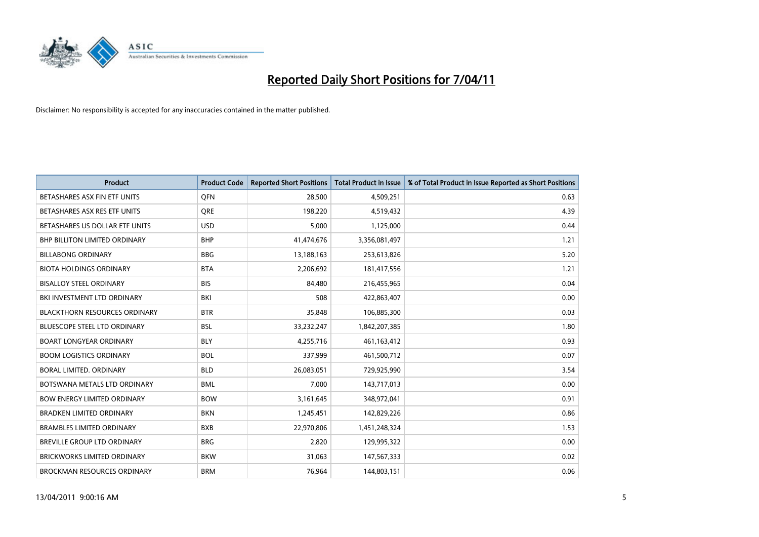# Reported Daily Short Positions for 7/04/11

Disclaimer: No responsibility is accepted for any inaccuracies contained in the matter published.

| Product | Product Code | Reported Short Positions | Total Product in Issue | % of Total Product in Issue Reported as Short Positions |
|---|---|---|---|---|
| BETASHARES ASX FIN ETF UNITS | QFN | 28,500 | 4,509,251 | 0.63 |
| BETASHARES ASX RES ETF UNITS | QRE | 198,220 | 4,519,432 | 4.39 |
| BETASHARES US DOLLAR ETF UNITS | USD | 5,000 | 1,125,000 | 0.44 |
| BHP BILLITON LIMITED ORDINARY | BHP | 41,474,676 | 3,356,081,497 | 1.21 |
| BILLABONG ORDINARY | BBG | 13,188,163 | 253,613,826 | 5.20 |
| BIOTA HOLDINGS ORDINARY | BTA | 2,206,692 | 181,417,556 | 1.21 |
| BISALLOY STEEL ORDINARY | BIS | 84,480 | 216,455,965 | 0.04 |
| BKI INVESTMENT LTD ORDINARY | BKI | 508 | 422,863,407 | 0.00 |
| BLACKTHORN RESOURCES ORDINARY | BTR | 35,848 | 106,885,300 | 0.03 |
| BLUESCOPE STEEL LTD ORDINARY | BSL | 33,232,247 | 1,842,207,385 | 1.80 |
| BOART LONGYEAR ORDINARY | BLY | 4,255,716 | 461,163,412 | 0.93 |
| BOOM LOGISTICS ORDINARY | BOL | 337,999 | 461,500,712 | 0.07 |
| BORAL LIMITED. ORDINARY | BLD | 26,083,051 | 729,925,990 | 3.54 |
| BOTSWANA METALS LTD ORDINARY | BML | 7,000 | 143,717,013 | 0.00 |
| BOW ENERGY LIMITED ORDINARY | BOW | 3,161,645 | 348,972,041 | 0.91 |
| BRADKEN LIMITED ORDINARY | BKN | 1,245,451 | 142,829,226 | 0.86 |
| BRAMBLES LIMITED ORDINARY | BXB | 22,970,806 | 1,451,248,324 | 1.53 |
| BREVILLE GROUP LTD ORDINARY | BRG | 2,820 | 129,995,322 | 0.00 |
| BRICKWORKS LIMITED ORDINARY | BKW | 31,063 | 147,567,333 | 0.02 |
| BROCKMAN RESOURCES ORDINARY | BRM | 76,964 | 144,803,151 | 0.06 |

13/04/2011 9:00:16 AM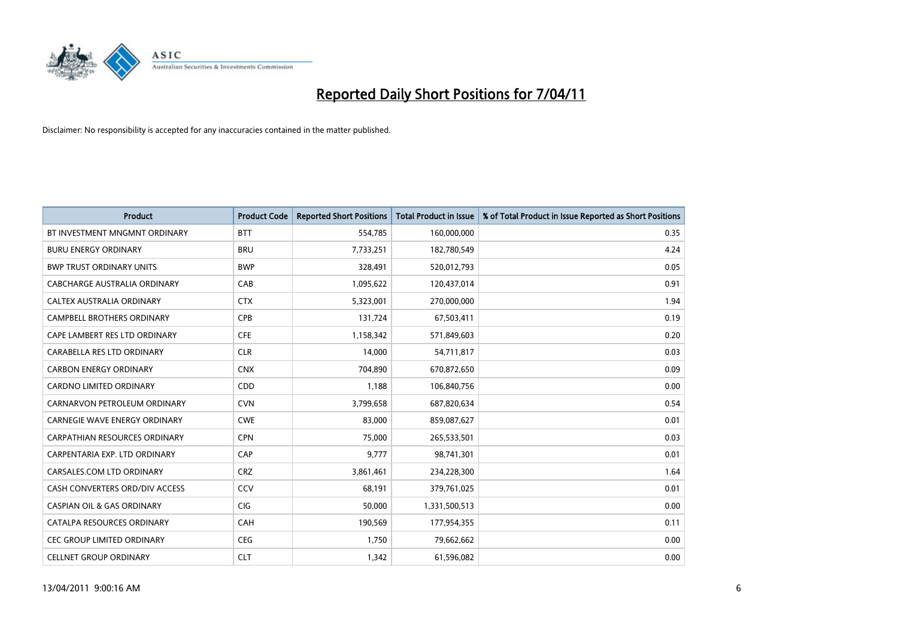# Reported Daily Short Positions for 7/04/11

Disclaimer: No responsibility is accepted for any inaccuracies contained in the matter published.

| Product | Product Code | Reported Short Positions | Total Product in Issue | % of Total Product in Issue Reported as Short Positions |
|---|---|---|---|---|
| BT INVESTMENT MNGMNT ORDINARY | BTT | 554,785 | 160,000,000 | 0.35 |
| BURU ENERGY ORDINARY | BRU | 7,733,251 | 182,780,549 | 4.24 |
| BWP TRUST ORDINARY UNITS | BWP | 328,491 | 520,012,793 | 0.05 |
| CABCHARGE AUSTRALIA ORDINARY | CAB | 1,095,622 | 120,437,014 | 0.91 |
| CALTEX AUSTRALIA ORDINARY | CTX | 5,323,001 | 270,000,000 | 1.94 |
| CAMPBELL BROTHERS ORDINARY | CPB | 131,724 | 67,503,411 | 0.19 |
| CAPE LAMBERT RES LTD ORDINARY | CFE | 1,158,342 | 571,849,603 | 0.20 |
| CARABELLA RES LTD ORDINARY | CLR | 14,000 | 54,711,817 | 0.03 |
| CARBON ENERGY ORDINARY | CNX | 704,890 | 670,872,650 | 0.09 |
| CARDNO LIMITED ORDINARY | CDD | 1,188 | 106,840,756 | 0.00 |
| CARNARVON PETROLEUM ORDINARY | CVN | 3,799,658 | 687,820,634 | 0.54 |
| CARNEGIE WAVE ENERGY ORDINARY | CWE | 83,000 | 859,087,627 | 0.01 |
| CARPATHIAN RESOURCES ORDINARY | CPN | 75,000 | 265,533,501 | 0.03 |
| CARPENTARIA EXP. LTD ORDINARY | CAP | 9,777 | 98,741,301 | 0.01 |
| CARSALES.COM LTD ORDINARY | CRZ | 3,861,461 | 234,228,300 | 1.64 |
| CASH CONVERTERS ORD/DIV ACCESS | CCV | 68,191 | 379,761,025 | 0.01 |
| CASPIAN OIL & GAS ORDINARY | CIG | 50,000 | 1,331,500,513 | 0.00 |
| CATALPA RESOURCES ORDINARY | CAH | 190,569 | 177,954,355 | 0.11 |
| CEC GROUP LIMITED ORDINARY | CEG | 1,750 | 79,662,662 | 0.00 |
| CELLNET GROUP ORDINARY | CLT | 1,342 | 61,596,082 | 0.00 |

13/04/2011 9:00:16 AM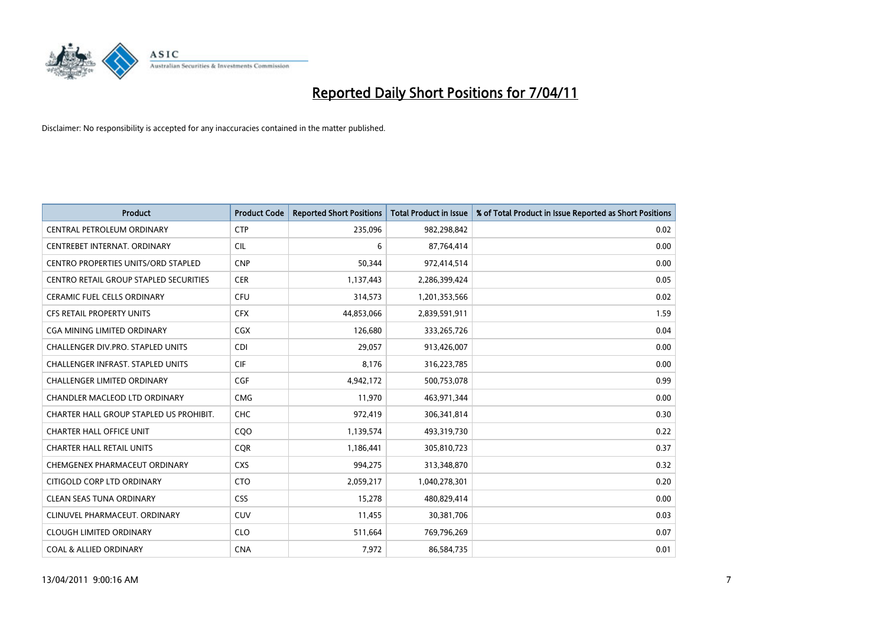# Reported Daily Short Positions for 7/04/11

Disclaimer: No responsibility is accepted for any inaccuracies contained in the matter published.

| Product | Product Code | Reported Short Positions | Total Product in Issue | % of Total Product in Issue Reported as Short Positions |
|---|---|---|---|---|
| CENTRAL PETROLEUM ORDINARY | CTP | 235,096 | 982,298,842 | 0.02 |
| CENTREBET INTERNAT. ORDINARY | CIL | 6 | 87,764,414 | 0.00 |
| CENTRO PROPERTIES UNITS/ORD STAPLED | CNP | 50,344 | 972,414,514 | 0.00 |
| CENTRO RETAIL GROUP STAPLED SECURITIES | CER | 1,137,443 | 2,286,399,424 | 0.05 |
| CERAMIC FUEL CELLS ORDINARY | CFU | 314,573 | 1,201,353,566 | 0.02 |
| CFS RETAIL PROPERTY UNITS | CFX | 44,853,066 | 2,839,591,911 | 1.59 |
| CGA MINING LIMITED ORDINARY | CGX | 126,680 | 333,265,726 | 0.04 |
| CHALLENGER DIV.PRO. STAPLED UNITS | CDI | 29,057 | 913,426,007 | 0.00 |
| CHALLENGER INFRAST. STAPLED UNITS | CIF | 8,176 | 316,223,785 | 0.00 |
| CHALLENGER LIMITED ORDINARY | CGF | 4,942,172 | 500,753,078 | 0.99 |
| CHANDLER MACLEOD LTD ORDINARY | CMG | 11,970 | 463,971,344 | 0.00 |
| CHARTER HALL GROUP STAPLED US PROHIBIT. | CHC | 972,419 | 306,341,814 | 0.30 |
| CHARTER HALL OFFICE UNIT | CQO | 1,139,574 | 493,319,730 | 0.22 |
| CHARTER HALL RETAIL UNITS | CQR | 1,186,441 | 305,810,723 | 0.37 |
| CHEMGENEX PHARMACEUT ORDINARY | CXS | 994,275 | 313,348,870 | 0.32 |
| CITIGOLD CORP LTD ORDINARY | CTO | 2,059,217 | 1,040,278,301 | 0.20 |
| CLEAN SEAS TUNA ORDINARY | CSS | 15,278 | 480,829,414 | 0.00 |
| CLINUVEL PHARMACEUT. ORDINARY | CUV | 11,455 | 30,381,706 | 0.03 |
| CLOUGH LIMITED ORDINARY | CLO | 511,664 | 769,796,269 | 0.07 |
| COAL & ALLIED ORDINARY | CNA | 7,972 | 86,584,735 | 0.01 |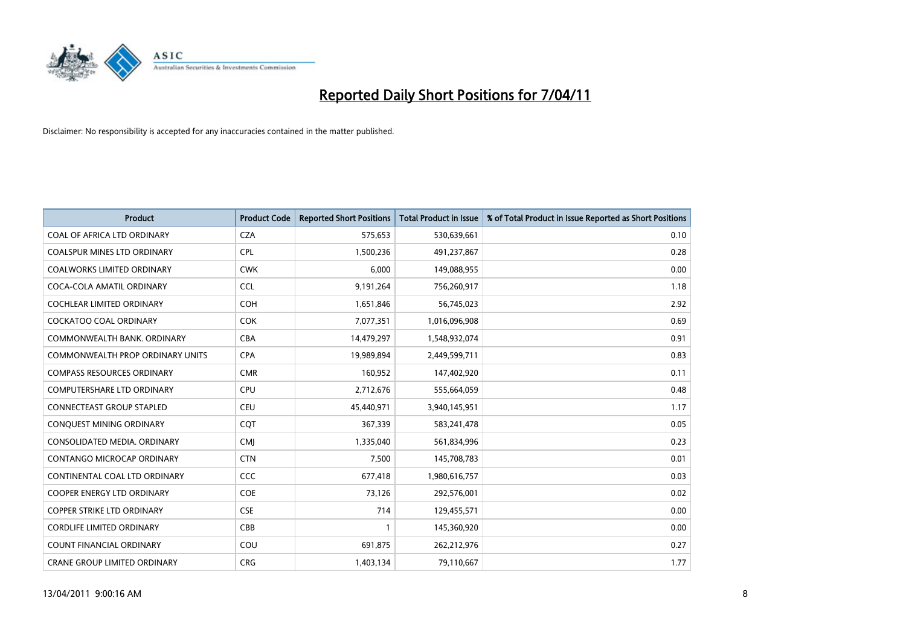# Reported Daily Short Positions for 7/04/11

Disclaimer: No responsibility is accepted for any inaccuracies contained in the matter published.

| Product | Product Code | Reported Short Positions | Total Product in Issue | % of Total Product in Issue Reported as Short Positions |
|---|---|---|---|---|
| COAL OF AFRICA LTD ORDINARY | CZA | 575,653 | 530,639,661 | 0.10 |
| COALSPUR MINES LTD ORDINARY | CPL | 1,500,236 | 491,237,867 | 0.28 |
| COALWORKS LIMITED ORDINARY | CWK | 6,000 | 149,088,955 | 0.00 |
| COCA-COLA AMATIL ORDINARY | CCL | 9,191,264 | 756,260,917 | 1.18 |
| COCHLEAR LIMITED ORDINARY | COH | 1,651,846 | 56,745,023 | 2.92 |
| COCKATOO COAL ORDINARY | COK | 7,077,351 | 1,016,096,908 | 0.69 |
| COMMONWEALTH BANK. ORDINARY | CBA | 14,479,297 | 1,548,932,074 | 0.91 |
| COMMONWEALTH PROP ORDINARY UNITS | CPA | 19,989,894 | 2,449,599,711 | 0.83 |
| COMPASS RESOURCES ORDINARY | CMR | 160,952 | 147,402,920 | 0.11 |
| COMPUTERSHARE LTD ORDINARY | CPU | 2,712,676 | 555,664,059 | 0.48 |
| CONNECTEAST GROUP STAPLED | CEU | 45,440,971 | 3,940,145,951 | 1.17 |
| CONQUEST MINING ORDINARY | CQT | 367,339 | 583,241,478 | 0.05 |
| CONSOLIDATED MEDIA. ORDINARY | CMJ | 1,335,040 | 561,834,996 | 0.23 |
| CONTANGO MICROCAP ORDINARY | CTN | 7,500 | 145,708,783 | 0.01 |
| CONTINENTAL COAL LTD ORDINARY | CCC | 677,418 | 1,980,616,757 | 0.03 |
| COOPER ENERGY LTD ORDINARY | COE | 73,126 | 292,576,001 | 0.02 |
| COPPER STRIKE LTD ORDINARY | CSE | 714 | 129,455,571 | 0.00 |
| CORDLIFE LIMITED ORDINARY | CBB | 1 | 145,360,920 | 0.00 |
| COUNT FINANCIAL ORDINARY | COU | 691,875 | 262,212,976 | 0.27 |
| CRANE GROUP LIMITED ORDINARY | CRG | 1,403,134 | 79,110,667 | 1.77 |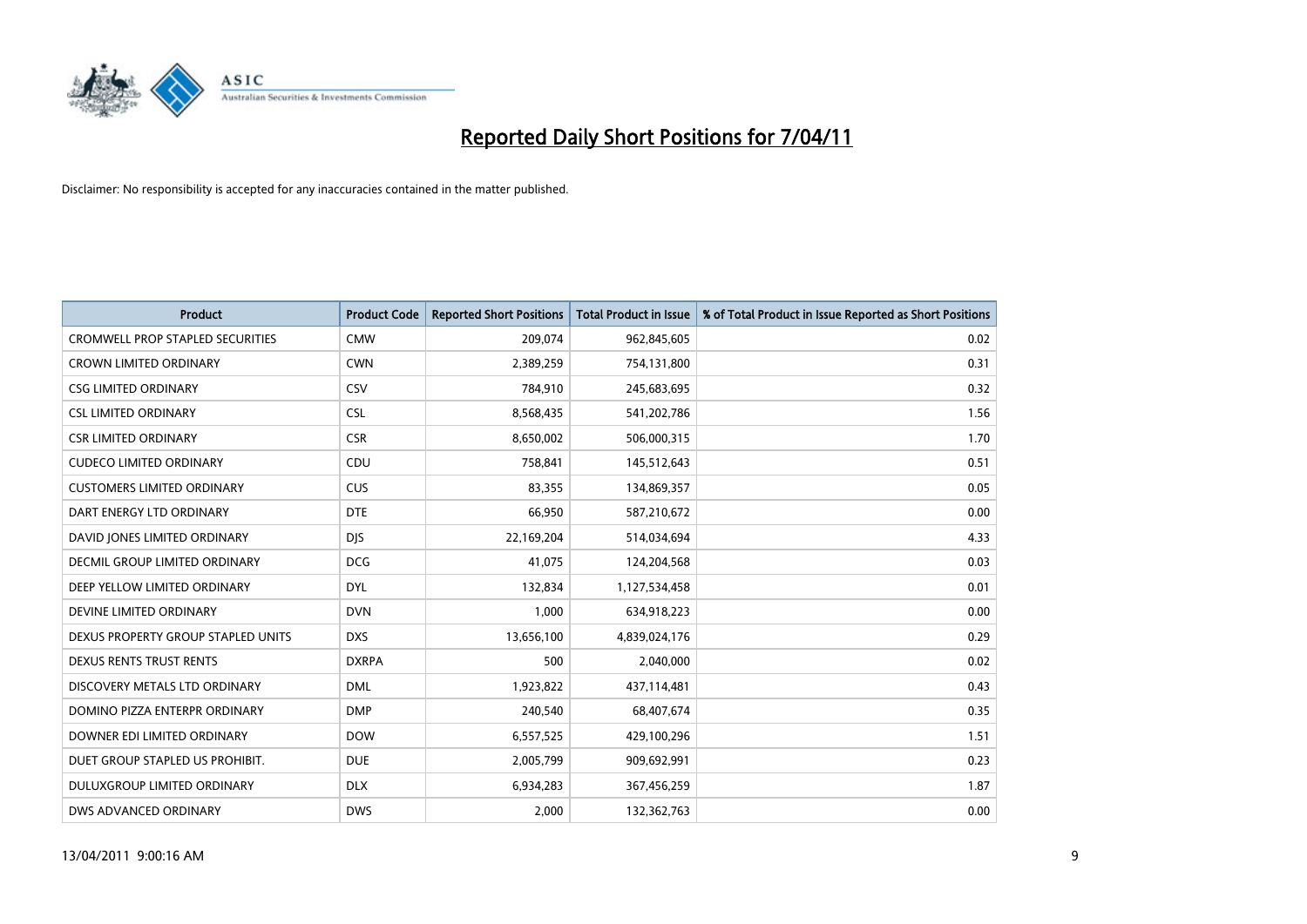# Reported Daily Short Positions for 7/04/11

Disclaimer: No responsibility is accepted for any inaccuracies contained in the matter published.

| Product | Product Code | Reported Short Positions | Total Product in Issue | % of Total Product in Issue Reported as Short Positions |
|---|---|---|---|---|
| CROMWELL PROP STAPLED SECURITIES | CMW | 209,074 | 962,845,605 | 0.02 |
| CROWN LIMITED ORDINARY | CWN | 2,389,259 | 754,131,800 | 0.31 |
| CSG LIMITED ORDINARY | CSV | 784,910 | 245,683,695 | 0.32 |
| CSL LIMITED ORDINARY | CSL | 8,568,435 | 541,202,786 | 1.56 |
| CSR LIMITED ORDINARY | CSR | 8,650,002 | 506,000,315 | 1.70 |
| CUDECO LIMITED ORDINARY | CDU | 758,841 | 145,512,643 | 0.51 |
| CUSTOMERS LIMITED ORDINARY | CUS | 83,355 | 134,869,357 | 0.05 |
| DART ENERGY LTD ORDINARY | DTE | 66,950 | 587,210,672 | 0.00 |
| DAVID JONES LIMITED ORDINARY | DJS | 22,169,204 | 514,034,694 | 4.33 |
| DECMIL GROUP LIMITED ORDINARY | DCG | 41,075 | 124,204,568 | 0.03 |
| DEEP YELLOW LIMITED ORDINARY | DYL | 132,834 | 1,127,534,458 | 0.01 |
| DEVINE LIMITED ORDINARY | DVN | 1,000 | 634,918,223 | 0.00 |
| DEXUS PROPERTY GROUP STAPLED UNITS | DXS | 13,656,100 | 4,839,024,176 | 0.29 |
| DEXUS RENTS TRUST RENTS | DXRPA | 500 | 2,040,000 | 0.02 |
| DISCOVERY METALS LTD ORDINARY | DML | 1,923,822 | 437,114,481 | 0.43 |
| DOMINO PIZZA ENTERPR ORDINARY | DMP | 240,540 | 68,407,674 | 0.35 |
| DOWNER EDI LIMITED ORDINARY | DOW | 6,557,525 | 429,100,296 | 1.51 |
| DUET GROUP STAPLED US PROHIBIT. | DUE | 2,005,799 | 909,692,991 | 0.23 |
| DULUXGROUP LIMITED ORDINARY | DLX | 6,934,283 | 367,456,259 | 1.87 |
| DWS ADVANCED ORDINARY | DWS | 2,000 | 132,362,763 | 0.00 |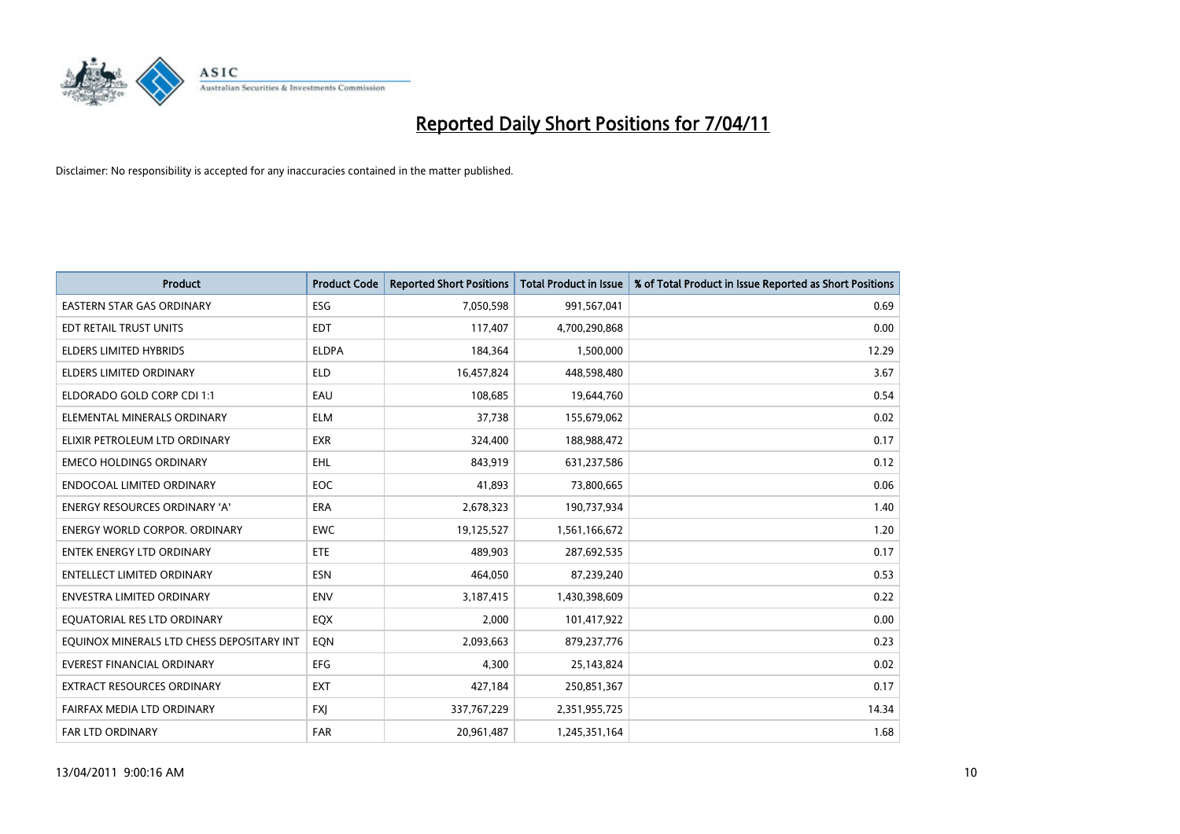# Reported Daily Short Positions for 7/04/11

Disclaimer: No responsibility is accepted for any inaccuracies contained in the matter published.

| Product | Product Code | Reported Short Positions | Total Product in Issue | % of Total Product in Issue Reported as Short Positions |
|---|---|---|---|---|
| EASTERN STAR GAS ORDINARY | ESG | 7,050,598 | 991,567,041 | 0.69 |
| EDT RETAIL TRUST UNITS | EDT | 117,407 | 4,700,290,868 | 0.00 |
| ELDERS LIMITED HYBRIDS | ELDPA | 184,364 | 1,500,000 | 12.29 |
| ELDERS LIMITED ORDINARY | ELD | 16,457,824 | 448,598,480 | 3.67 |
| ELDORADO GOLD CORP CDI 1:1 | EAU | 108,685 | 19,644,760 | 0.54 |
| ELEMENTAL MINERALS ORDINARY | ELM | 37,738 | 155,679,062 | 0.02 |
| ELIXIR PETROLEUM LTD ORDINARY | EXR | 324,400 | 188,988,472 | 0.17 |
| EMECO HOLDINGS ORDINARY | EHL | 843,919 | 631,237,586 | 0.12 |
| ENDOCOAL LIMITED ORDINARY | EOC | 41,893 | 73,800,665 | 0.06 |
| ENERGY RESOURCES ORDINARY 'A' | ERA | 2,678,323 | 190,737,934 | 1.40 |
| ENERGY WORLD CORPOR. ORDINARY | EWC | 19,125,527 | 1,561,166,672 | 1.20 |
| ENTEK ENERGY LTD ORDINARY | ETE | 489,903 | 287,692,535 | 0.17 |
| ENTELLECT LIMITED ORDINARY | ESN | 464,050 | 87,239,240 | 0.53 |
| ENVESTRA LIMITED ORDINARY | ENV | 3,187,415 | 1,430,398,609 | 0.22 |
| EQUATORIAL RES LTD ORDINARY | EQX | 2,000 | 101,417,922 | 0.00 |
| EQUINOX MINERALS LTD CHESS DEPOSITARY INT | EQN | 2,093,663 | 879,237,776 | 0.23 |
| EVEREST FINANCIAL ORDINARY | EFG | 4,300 | 25,143,824 | 0.02 |
| EXTRACT RESOURCES ORDINARY | EXT | 427,184 | 250,851,367 | 0.17 |
| FAIRFAX MEDIA LTD ORDINARY | FXJ | 337,767,229 | 2,351,955,725 | 14.34 |
| FAR LTD ORDINARY | FAR | 20,961,487 | 1,245,351,164 | 1.68 |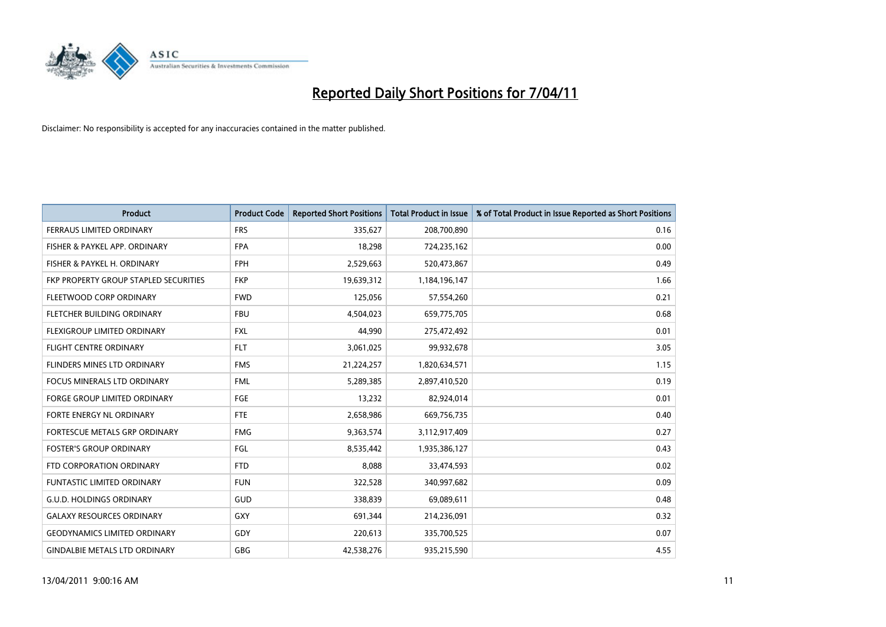# Reported Daily Short Positions for 7/04/11

Disclaimer: No responsibility is accepted for any inaccuracies contained in the matter published.

| Product | Product Code | Reported Short Positions | Total Product in Issue | % of Total Product in Issue Reported as Short Positions |
|---|---|---|---|---|
| FERRAUS LIMITED ORDINARY | FRS | 335,627 | 208,700,890 | 0.16 |
| FISHER & PAYKEL APP. ORDINARY | FPA | 18,298 | 724,235,162 | 0.00 |
| FISHER & PAYKEL H. ORDINARY | FPH | 2,529,663 | 520,473,867 | 0.49 |
| FKP PROPERTY GROUP STAPLED SECURITIES | FKP | 19,639,312 | 1,184,196,147 | 1.66 |
| FLEETWOOD CORP ORDINARY | FWD | 125,056 | 57,554,260 | 0.21 |
| FLETCHER BUILDING ORDINARY | FBU | 4,504,023 | 659,775,705 | 0.68 |
| FLEXIGROUP LIMITED ORDINARY | FXL | 44,990 | 275,472,492 | 0.01 |
| FLIGHT CENTRE ORDINARY | FLT | 3,061,025 | 99,932,678 | 3.05 |
| FLINDERS MINES LTD ORDINARY | FMS | 21,224,257 | 1,820,634,571 | 1.15 |
| FOCUS MINERALS LTD ORDINARY | FML | 5,289,385 | 2,897,410,520 | 0.19 |
| FORGE GROUP LIMITED ORDINARY | FGE | 13,232 | 82,924,014 | 0.01 |
| FORTE ENERGY NL ORDINARY | FTE | 2,658,986 | 669,756,735 | 0.40 |
| FORTESCUE METALS GRP ORDINARY | FMG | 9,363,574 | 3,112,917,409 | 0.27 |
| FOSTER'S GROUP ORDINARY | FGL | 8,535,442 | 1,935,386,127 | 0.43 |
| FTD CORPORATION ORDINARY | FTD | 8,088 | 33,474,593 | 0.02 |
| FUNTASTIC LIMITED ORDINARY | FUN | 322,528 | 340,997,682 | 0.09 |
| G.U.D. HOLDINGS ORDINARY | GUD | 338,839 | 69,089,611 | 0.48 |
| GALAXY RESOURCES ORDINARY | GXY | 691,344 | 214,236,091 | 0.32 |
| GEODYNAMICS LIMITED ORDINARY | GDY | 220,613 | 335,700,525 | 0.07 |
| GINDALBIE METALS LTD ORDINARY | GBG | 42,538,276 | 935,215,590 | 4.55 |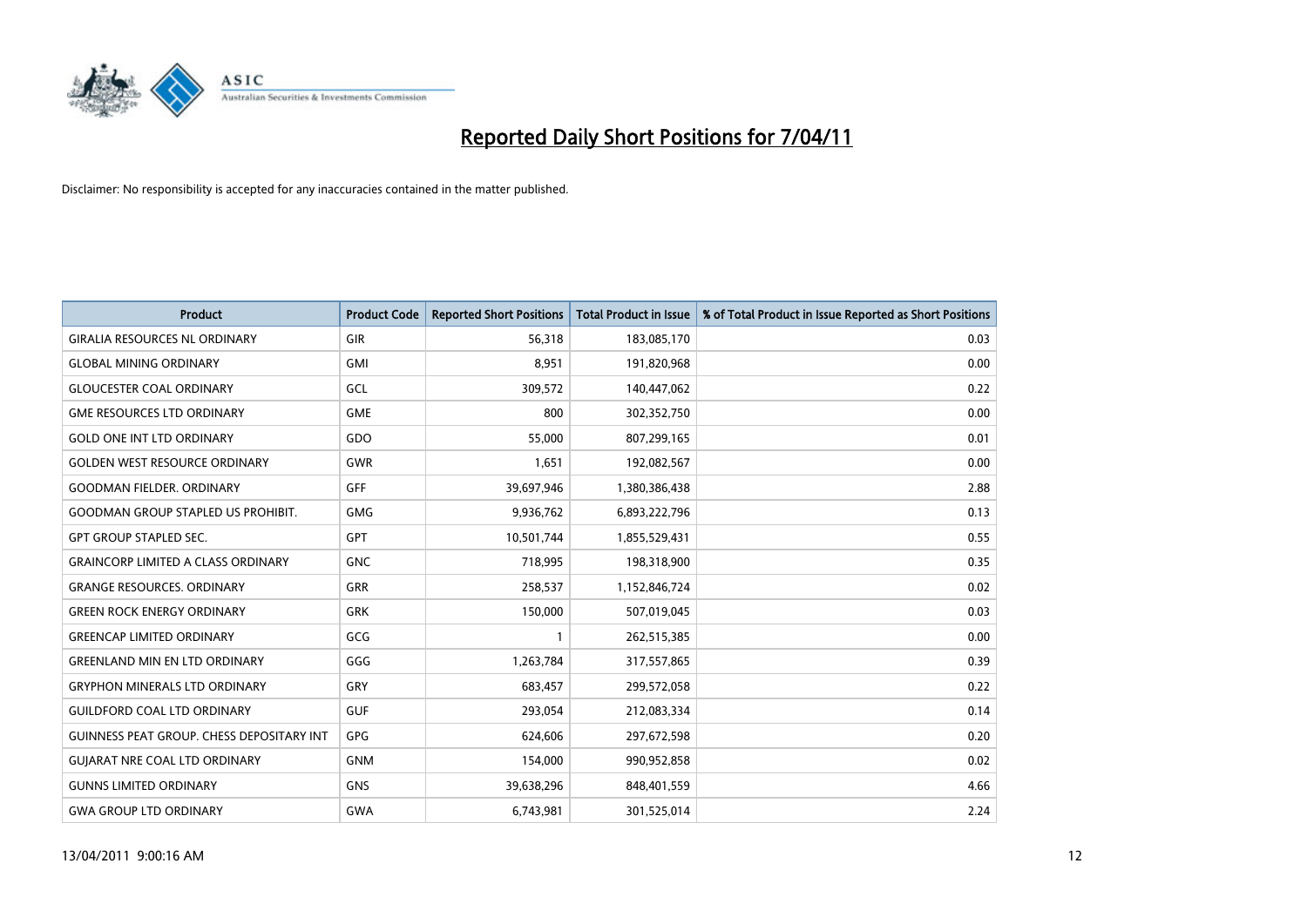# Reported Daily Short Positions for 7/04/11

Disclaimer: No responsibility is accepted for any inaccuracies contained in the matter published.

| Product | Product Code | Reported Short Positions | Total Product in Issue | % of Total Product in Issue Reported as Short Positions |
|---|---|---|---|---|
| GIRALIA RESOURCES NL ORDINARY | GIR | 56,318 | 183,085,170 | 0.03 |
| GLOBAL MINING ORDINARY | GMI | 8,951 | 191,820,968 | 0.00 |
| GLOUCESTER COAL ORDINARY | GCL | 309,572 | 140,447,062 | 0.22 |
| GME RESOURCES LTD ORDINARY | GME | 800 | 302,352,750 | 0.00 |
| GOLD ONE INT LTD ORDINARY | GDO | 55,000 | 807,299,165 | 0.01 |
| GOLDEN WEST RESOURCE ORDINARY | GWR | 1,651 | 192,082,567 | 0.00 |
| GOODMAN FIELDER. ORDINARY | GFF | 39,697,946 | 1,380,386,438 | 2.88 |
| GOODMAN GROUP STAPLED US PROHIBIT. | GMG | 9,936,762 | 6,893,222,796 | 0.13 |
| GPT GROUP STAPLED SEC. | GPT | 10,501,744 | 1,855,529,431 | 0.55 |
| GRAINCORP LIMITED A CLASS ORDINARY | GNC | 718,995 | 198,318,900 | 0.35 |
| GRANGE RESOURCES. ORDINARY | GRR | 258,537 | 1,152,846,724 | 0.02 |
| GREEN ROCK ENERGY ORDINARY | GRK | 150,000 | 507,019,045 | 0.03 |
| GREENCAP LIMITED ORDINARY | GCG | 1 | 262,515,385 | 0.00 |
| GREENLAND MIN EN LTD ORDINARY | GGG | 1,263,784 | 317,557,865 | 0.39 |
| GRYPHON MINERALS LTD ORDINARY | GRY | 683,457 | 299,572,058 | 0.22 |
| GUILDFORD COAL LTD ORDINARY | GUF | 293,054 | 212,083,334 | 0.14 |
| GUINNESS PEAT GROUP. CHESS DEPOSITARY INT | GPG | 624,606 | 297,672,598 | 0.20 |
| GUJARAT NRE COAL LTD ORDINARY | GNM | 154,000 | 990,952,858 | 0.02 |
| GUNNS LIMITED ORDINARY | GNS | 39,638,296 | 848,401,559 | 4.66 |
| GWA GROUP LTD ORDINARY | GWA | 6,743,981 | 301,525,014 | 2.24 |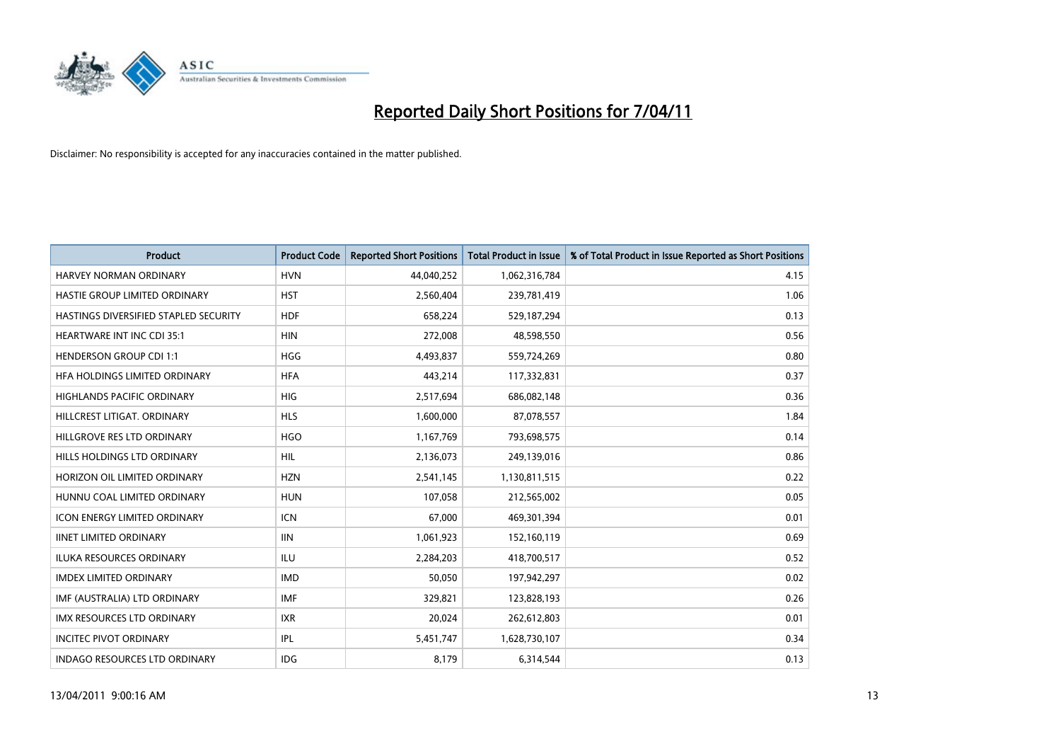# Reported Daily Short Positions for 7/04/11

Disclaimer: No responsibility is accepted for any inaccuracies contained in the matter published.

| Product | Product Code | Reported Short Positions | Total Product in Issue | % of Total Product in Issue Reported as Short Positions |
|---|---|---|---|---|
| HARVEY NORMAN ORDINARY | HVN | 44,040,252 | 1,062,316,784 | 4.15 |
| HASTIE GROUP LIMITED ORDINARY | HST | 2,560,404 | 239,781,419 | 1.06 |
| HASTINGS DIVERSIFIED STAPLED SECURITY | HDF | 658,224 | 529,187,294 | 0.13 |
| HEARTWARE INT INC CDI 35:1 | HIN | 272,008 | 48,598,550 | 0.56 |
| HENDERSON GROUP CDI 1:1 | HGG | 4,493,837 | 559,724,269 | 0.80 |
| HFA HOLDINGS LIMITED ORDINARY | HFA | 443,214 | 117,332,831 | 0.37 |
| HIGHLANDS PACIFIC ORDINARY | HIG | 2,517,694 | 686,082,148 | 0.36 |
| HILLCREST LITIGAT. ORDINARY | HLS | 1,600,000 | 87,078,557 | 1.84 |
| HILLGROVE RES LTD ORDINARY | HGO | 1,167,769 | 793,698,575 | 0.14 |
| HILLS HOLDINGS LTD ORDINARY | HIL | 2,136,073 | 249,139,016 | 0.86 |
| HORIZON OIL LIMITED ORDINARY | HZN | 2,541,145 | 1,130,811,515 | 0.22 |
| HUNNU COAL LIMITED ORDINARY | HUN | 107,058 | 212,565,002 | 0.05 |
| ICON ENERGY LIMITED ORDINARY | ICN | 67,000 | 469,301,394 | 0.01 |
| IINET LIMITED ORDINARY | IIN | 1,061,923 | 152,160,119 | 0.69 |
| ILUKA RESOURCES ORDINARY | ILU | 2,284,203 | 418,700,517 | 0.52 |
| IMDEX LIMITED ORDINARY | IMD | 50,050 | 197,942,297 | 0.02 |
| IMF (AUSTRALIA) LTD ORDINARY | IMF | 329,821 | 123,828,193 | 0.26 |
| IMX RESOURCES LTD ORDINARY | IXR | 20,024 | 262,612,803 | 0.01 |
| INCITEC PIVOT ORDINARY | IPL | 5,451,747 | 1,628,730,107 | 0.34 |
| INDAGO RESOURCES LTD ORDINARY | IDG | 8,179 | 6,314,544 | 0.13 |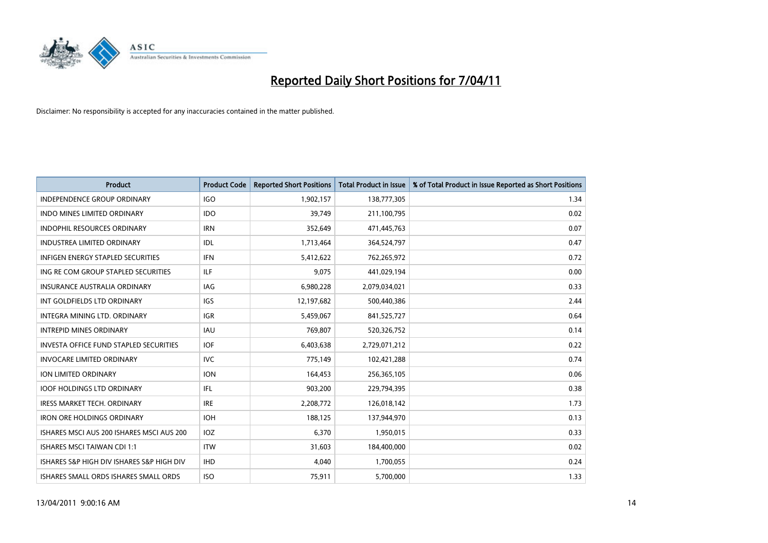# Reported Daily Short Positions for 7/04/11

Disclaimer: No responsibility is accepted for any inaccuracies contained in the matter published.

| Product | Product Code | Reported Short Positions | Total Product in Issue | % of Total Product in Issue Reported as Short Positions |
|---|---|---|---|---|
| INDEPENDENCE GROUP ORDINARY | IGO | 1,902,157 | 138,777,305 | 1.34 |
| INDO MINES LIMITED ORDINARY | IDO | 39,749 | 211,100,795 | 0.02 |
| INDOPHIL RESOURCES ORDINARY | IRN | 352,649 | 471,445,763 | 0.07 |
| INDUSTREA LIMITED ORDINARY | IDL | 1,713,464 | 364,524,797 | 0.47 |
| INFIGEN ENERGY STAPLED SECURITIES | IFN | 5,412,622 | 762,265,972 | 0.72 |
| ING RE COM GROUP STAPLED SECURITIES | ILF | 9,075 | 441,029,194 | 0.00 |
| INSURANCE AUSTRALIA ORDINARY | IAG | 6,980,228 | 2,079,034,021 | 0.33 |
| INT GOLDFIELDS LTD ORDINARY | IGS | 12,197,682 | 500,440,386 | 2.44 |
| INTEGRA MINING LTD. ORDINARY | IGR | 5,459,067 | 841,525,727 | 0.64 |
| INTREPID MINES ORDINARY | IAU | 769,807 | 520,326,752 | 0.14 |
| INVESTA OFFICE FUND STAPLED SECURITIES | IOF | 6,403,638 | 2,729,071,212 | 0.22 |
| INVOCARE LIMITED ORDINARY | IVC | 775,149 | 102,421,288 | 0.74 |
| ION LIMITED ORDINARY | ION | 164,453 | 256,365,105 | 0.06 |
| IOOF HOLDINGS LTD ORDINARY | IFL | 903,200 | 229,794,395 | 0.38 |
| IRESS MARKET TECH. ORDINARY | IRE | 2,208,772 | 126,018,142 | 1.73 |
| IRON ORE HOLDINGS ORDINARY | IOH | 188,125 | 137,944,970 | 0.13 |
| ISHARES MSCI AUS 200 ISHARES MSCI AUS 200 | IOZ | 6,370 | 1,950,015 | 0.33 |
| ISHARES MSCI TAIWAN CDI 1:1 | ITW | 31,603 | 184,400,000 | 0.02 |
| ISHARES S&P HIGH DIV ISHARES S&P HIGH DIV | IHD | 4,040 | 1,700,055 | 0.24 |
| ISHARES SMALL ORDS ISHARES SMALL ORDS | ISO | 75,911 | 5,700,000 | 1.33 |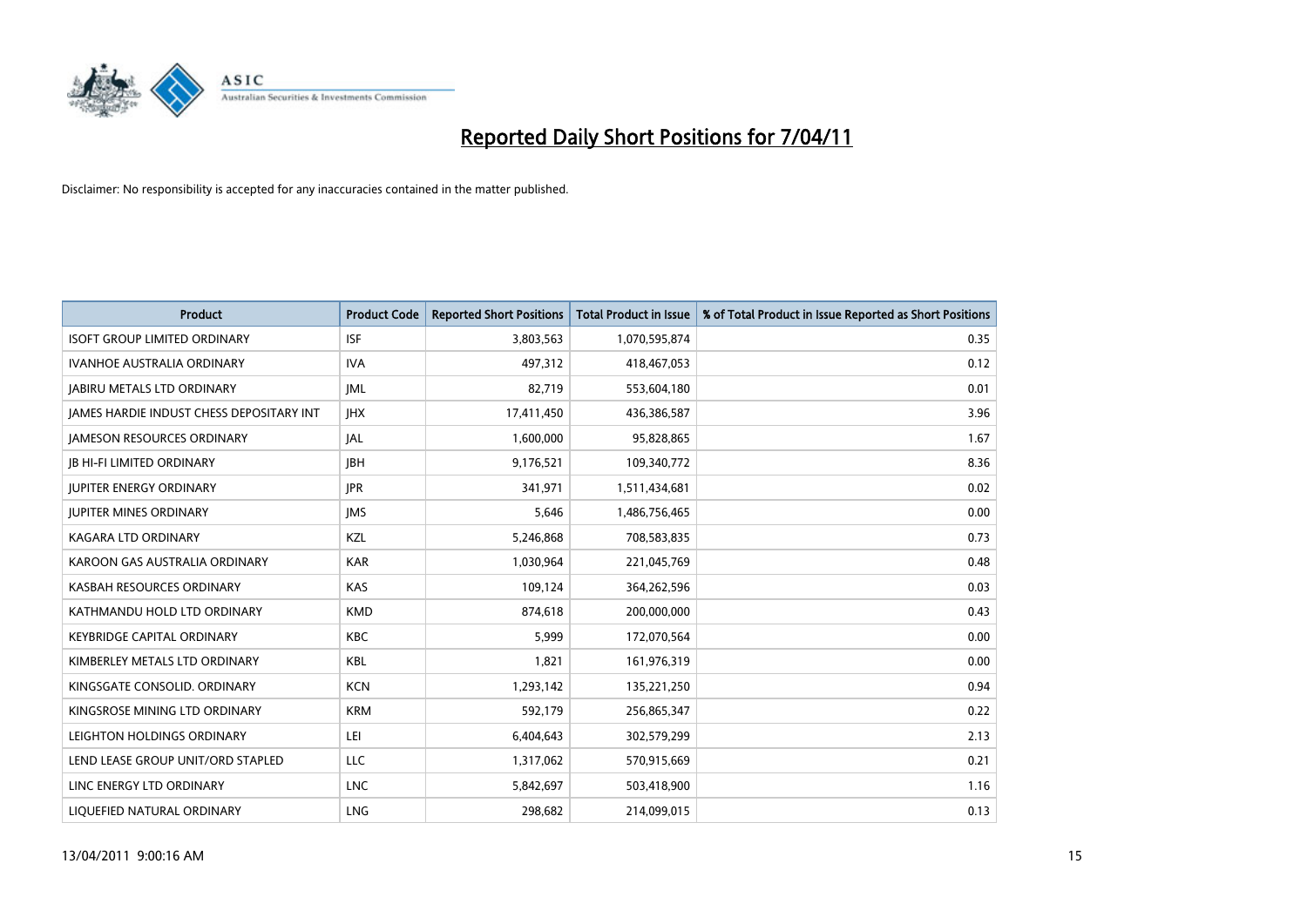# Reported Daily Short Positions for 7/04/11

Disclaimer: No responsibility is accepted for any inaccuracies contained in the matter published.

| Product | Product Code | Reported Short Positions | Total Product in Issue | % of Total Product in Issue Reported as Short Positions |
|---|---|---|---|---|
| ISOFT GROUP LIMITED ORDINARY | ISF | 3,803,563 | 1,070,595,874 | 0.35 |
| IVANHOE AUSTRALIA ORDINARY | IVA | 497,312 | 418,467,053 | 0.12 |
| JABIRU METALS LTD ORDINARY | JML | 82,719 | 553,604,180 | 0.01 |
| JAMES HARDIE INDUST CHESS DEPOSITARY INT | JHX | 17,411,450 | 436,386,587 | 3.96 |
| JAMESON RESOURCES ORDINARY | JAL | 1,600,000 | 95,828,865 | 1.67 |
| JB HI-FI LIMITED ORDINARY | JBH | 9,176,521 | 109,340,772 | 8.36 |
| JUPITER ENERGY ORDINARY | JPR | 341,971 | 1,511,434,681 | 0.02 |
| JUPITER MINES ORDINARY | JMS | 5,646 | 1,486,756,465 | 0.00 |
| KAGARA LTD ORDINARY | KZL | 5,246,868 | 708,583,835 | 0.73 |
| KAROON GAS AUSTRALIA ORDINARY | KAR | 1,030,964 | 221,045,769 | 0.48 |
| KASBAH RESOURCES ORDINARY | KAS | 109,124 | 364,262,596 | 0.03 |
| KATHMANDU HOLD LTD ORDINARY | KMD | 874,618 | 200,000,000 | 0.43 |
| KEYBRIDGE CAPITAL ORDINARY | KBC | 5,999 | 172,070,564 | 0.00 |
| KIMBERLEY METALS LTD ORDINARY | KBL | 1,821 | 161,976,319 | 0.00 |
| KINGSGATE CONSOLID. ORDINARY | KCN | 1,293,142 | 135,221,250 | 0.94 |
| KINGSROSE MINING LTD ORDINARY | KRM | 592,179 | 256,865,347 | 0.22 |
| LEIGHTON HOLDINGS ORDINARY | LEI | 6,404,643 | 302,579,299 | 2.13 |
| LEND LEASE GROUP UNIT/ORD STAPLED | LLC | 1,317,062 | 570,915,669 | 0.21 |
| LINC ENERGY LTD ORDINARY | LNC | 5,842,697 | 503,418,900 | 1.16 |
| LIQUEFIED NATURAL ORDINARY | LNG | 298,682 | 214,099,015 | 0.13 |

13/04/2011 9:00:16 AM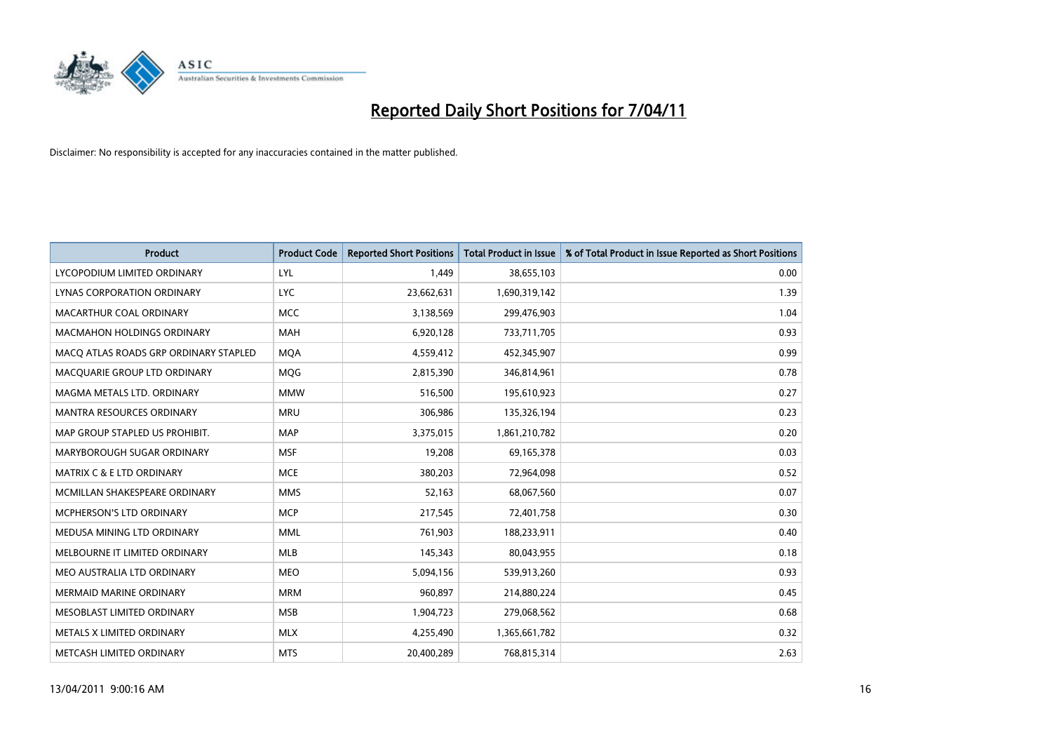# Reported Daily Short Positions for 7/04/11

Disclaimer: No responsibility is accepted for any inaccuracies contained in the matter published.

| Product | Product Code | Reported Short Positions | Total Product in Issue | % of Total Product in Issue Reported as Short Positions |
|---|---|---|---|---|
| LYCOPODIUM LIMITED ORDINARY | LYL | 1,449 | 38,655,103 | 0.00 |
| LYNAS CORPORATION ORDINARY | LYC | 23,662,631 | 1,690,319,142 | 1.39 |
| MACARTHUR COAL ORDINARY | MCC | 3,138,569 | 299,476,903 | 1.04 |
| MACMAHON HOLDINGS ORDINARY | MAH | 6,920,128 | 733,711,705 | 0.93 |
| MACQ ATLAS ROADS GRP ORDINARY STAPLED | MQA | 4,559,412 | 452,345,907 | 0.99 |
| MACQUARIE GROUP LTD ORDINARY | MQG | 2,815,390 | 346,814,961 | 0.78 |
| MAGMA METALS LTD. ORDINARY | MMW | 516,500 | 195,610,923 | 0.27 |
| MANTRA RESOURCES ORDINARY | MRU | 306,986 | 135,326,194 | 0.23 |
| MAP GROUP STAPLED US PROHIBIT. | MAP | 3,375,015 | 1,861,210,782 | 0.20 |
| MARYBOROUGH SUGAR ORDINARY | MSF | 19,208 | 69,165,378 | 0.03 |
| MATRIX C & E LTD ORDINARY | MCE | 380,203 | 72,964,098 | 0.52 |
| MCMILLAN SHAKESPEARE ORDINARY | MMS | 52,163 | 68,067,560 | 0.07 |
| MCPHERSON'S LTD ORDINARY | MCP | 217,545 | 72,401,758 | 0.30 |
| MEDUSA MINING LTD ORDINARY | MML | 761,903 | 188,233,911 | 0.40 |
| MELBOURNE IT LIMITED ORDINARY | MLB | 145,343 | 80,043,955 | 0.18 |
| MEO AUSTRALIA LTD ORDINARY | MEO | 5,094,156 | 539,913,260 | 0.93 |
| MERMAID MARINE ORDINARY | MRM | 960,897 | 214,880,224 | 0.45 |
| MESOBLAST LIMITED ORDINARY | MSB | 1,904,723 | 279,068,562 | 0.68 |
| METALS X LIMITED ORDINARY | MLX | 4,255,490 | 1,365,661,782 | 0.32 |
| METCASH LIMITED ORDINARY | MTS | 20,400,289 | 768,815,314 | 2.63 |

13/04/2011 9:00:16 AM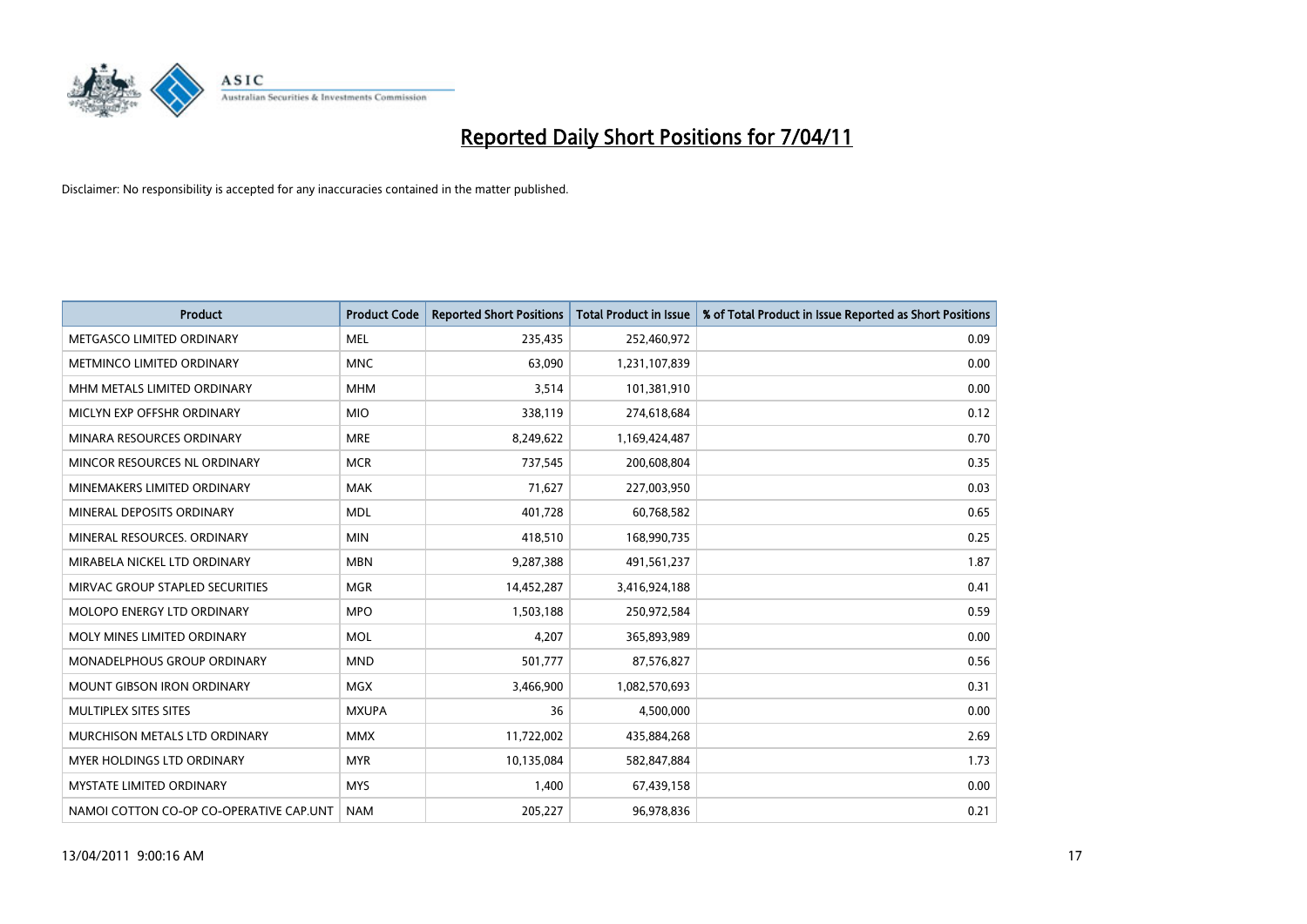# Reported Daily Short Positions for 7/04/11

Disclaimer: No responsibility is accepted for any inaccuracies contained in the matter published.

| Product | Product Code | Reported Short Positions | Total Product in Issue | % of Total Product in Issue Reported as Short Positions |
|---|---|---|---|---|
| METGASCO LIMITED ORDINARY | MEL | 235,435 | 252,460,972 | 0.09 |
| METMINCO LIMITED ORDINARY | MNC | 63,090 | 1,231,107,839 | 0.00 |
| MHM METALS LIMITED ORDINARY | MHM | 3,514 | 101,381,910 | 0.00 |
| MICLYN EXP OFFSHR ORDINARY | MIO | 338,119 | 274,618,684 | 0.12 |
| MINARA RESOURCES ORDINARY | MRE | 8,249,622 | 1,169,424,487 | 0.70 |
| MINCOR RESOURCES NL ORDINARY | MCR | 737,545 | 200,608,804 | 0.35 |
| MINEMAKERS LIMITED ORDINARY | MAK | 71,627 | 227,003,950 | 0.03 |
| MINERAL DEPOSITS ORDINARY | MDL | 401,728 | 60,768,582 | 0.65 |
| MINERAL RESOURCES. ORDINARY | MIN | 418,510 | 168,990,735 | 0.25 |
| MIRABELA NICKEL LTD ORDINARY | MBN | 9,287,388 | 491,561,237 | 1.87 |
| MIRVAC GROUP STAPLED SECURITIES | MGR | 14,452,287 | 3,416,924,188 | 0.41 |
| MOLOPO ENERGY LTD ORDINARY | MPO | 1,503,188 | 250,972,584 | 0.59 |
| MOLY MINES LIMITED ORDINARY | MOL | 4,207 | 365,893,989 | 0.00 |
| MONADELPHOUS GROUP ORDINARY | MND | 501,777 | 87,576,827 | 0.56 |
| MOUNT GIBSON IRON ORDINARY | MGX | 3,466,900 | 1,082,570,693 | 0.31 |
| MULTIPLEX SITES SITES | MXUPA | 36 | 4,500,000 | 0.00 |
| MURCHISON METALS LTD ORDINARY | MMX | 11,722,002 | 435,884,268 | 2.69 |
| MYER HOLDINGS LTD ORDINARY | MYR | 10,135,084 | 582,847,884 | 1.73 |
| MYSTATE LIMITED ORDINARY | MYS | 1,400 | 67,439,158 | 0.00 |
| NAMOI COTTON CO-OP CO-OPERATIVE CAP.UNT | NAM | 205,227 | 96,978,836 | 0.21 |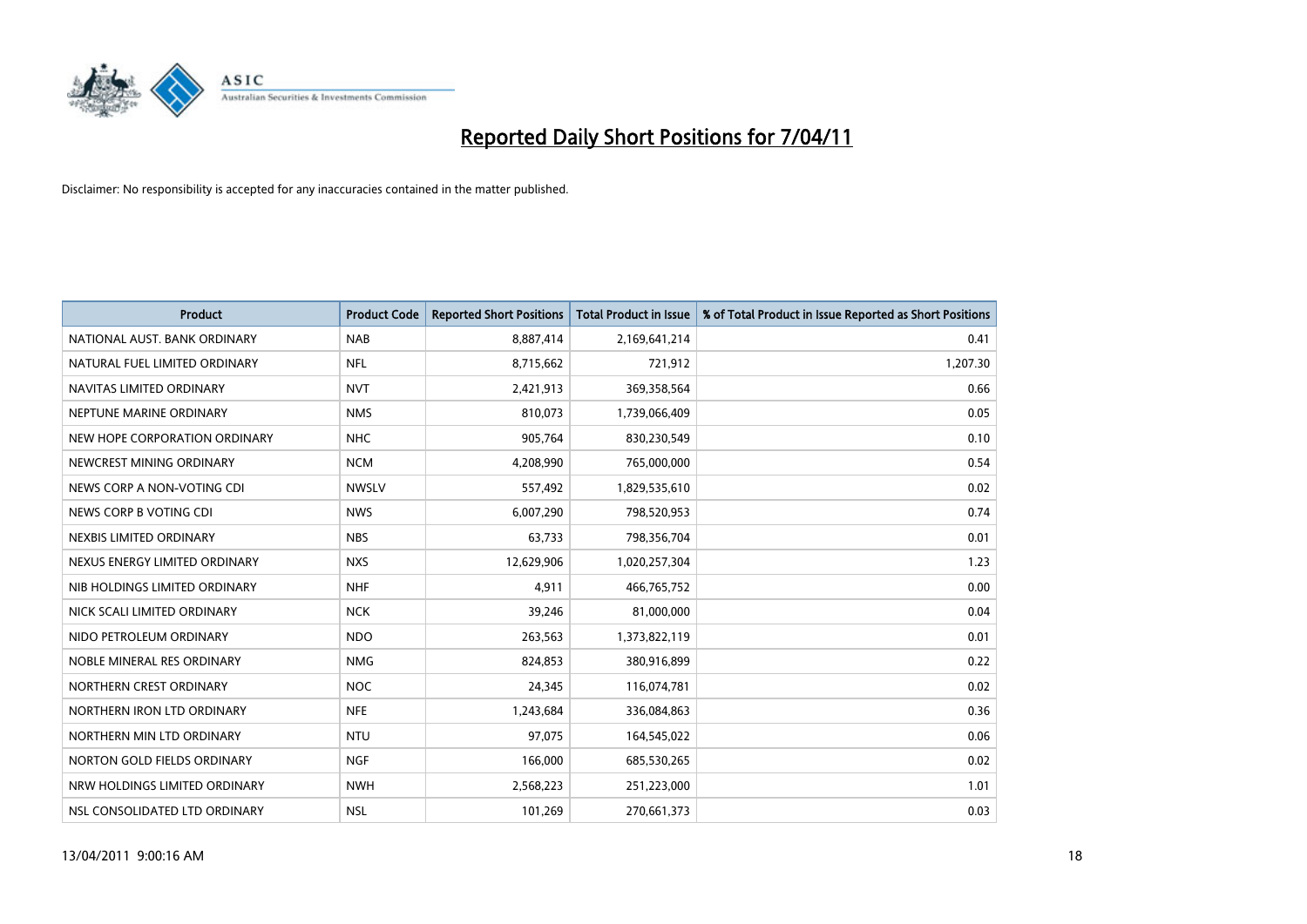# Reported Daily Short Positions for 7/04/11

Disclaimer: No responsibility is accepted for any inaccuracies contained in the matter published.

| Product | Product Code | Reported Short Positions | Total Product in Issue | % of Total Product in Issue Reported as Short Positions |
|---|---|---|---|---|
| NATIONAL AUST. BANK ORDINARY | NAB | 8,887,414 | 2,169,641,214 | 0.41 |
| NATURAL FUEL LIMITED ORDINARY | NFL | 8,715,662 | 721,912 | 1,207.30 |
| NAVITAS LIMITED ORDINARY | NVT | 2,421,913 | 369,358,564 | 0.66 |
| NEPTUNE MARINE ORDINARY | NMS | 810,073 | 1,739,066,409 | 0.05 |
| NEW HOPE CORPORATION ORDINARY | NHC | 905,764 | 830,230,549 | 0.10 |
| NEWCREST MINING ORDINARY | NCM | 4,208,990 | 765,000,000 | 0.54 |
| NEWS CORP A NON-VOTING CDI | NWSLV | 557,492 | 1,829,535,610 | 0.02 |
| NEWS CORP B VOTING CDI | NWS | 6,007,290 | 798,520,953 | 0.74 |
| NEXBIS LIMITED ORDINARY | NBS | 63,733 | 798,356,704 | 0.01 |
| NEXUS ENERGY LIMITED ORDINARY | NXS | 12,629,906 | 1,020,257,304 | 1.23 |
| NIB HOLDINGS LIMITED ORDINARY | NHF | 4,911 | 466,765,752 | 0.00 |
| NICK SCALI LIMITED ORDINARY | NCK | 39,246 | 81,000,000 | 0.04 |
| NIDO PETROLEUM ORDINARY | NDO | 263,563 | 1,373,822,119 | 0.01 |
| NOBLE MINERAL RES ORDINARY | NMG | 824,853 | 380,916,899 | 0.22 |
| NORTHERN CREST ORDINARY | NOC | 24,345 | 116,074,781 | 0.02 |
| NORTHERN IRON LTD ORDINARY | NFE | 1,243,684 | 336,084,863 | 0.36 |
| NORTHERN MIN LTD ORDINARY | NTU | 97,075 | 164,545,022 | 0.06 |
| NORTON GOLD FIELDS ORDINARY | NGF | 166,000 | 685,530,265 | 0.02 |
| NRW HOLDINGS LIMITED ORDINARY | NWH | 2,568,223 | 251,223,000 | 1.01 |
| NSL CONSOLIDATED LTD ORDINARY | NSL | 101,269 | 270,661,373 | 0.03 |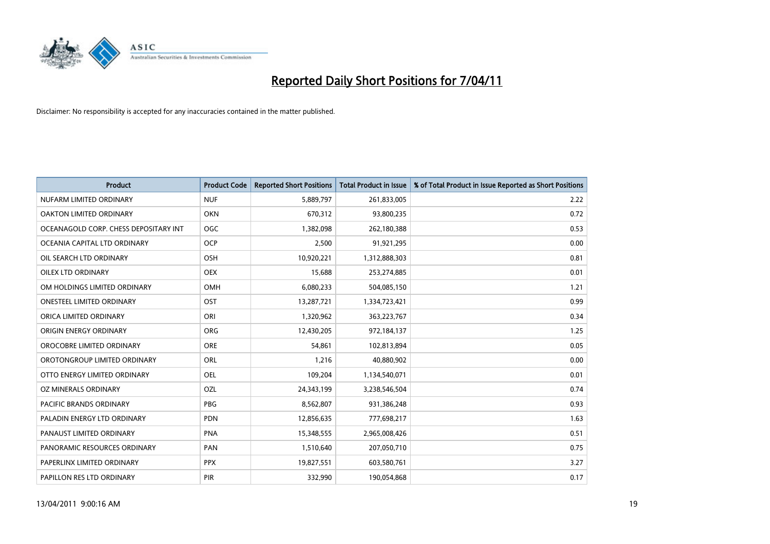# Reported Daily Short Positions for 7/04/11

Disclaimer: No responsibility is accepted for any inaccuracies contained in the matter published.

| Product | Product Code | Reported Short Positions | Total Product in Issue | % of Total Product in Issue Reported as Short Positions |
|---|---|---|---|---|
| NUFARM LIMITED ORDINARY | NUF | 5,889,797 | 261,833,005 | 2.22 |
| OAKTON LIMITED ORDINARY | OKN | 670,312 | 93,800,235 | 0.72 |
| OCEANAGOLD CORP. CHESS DEPOSITARY INT | OGC | 1,382,098 | 262,180,388 | 0.53 |
| OCEANIA CAPITAL LTD ORDINARY | OCP | 2,500 | 91,921,295 | 0.00 |
| OIL SEARCH LTD ORDINARY | OSH | 10,920,221 | 1,312,888,303 | 0.81 |
| OILEX LTD ORDINARY | OEX | 15,688 | 253,274,885 | 0.01 |
| OM HOLDINGS LIMITED ORDINARY | OMH | 6,080,233 | 504,085,150 | 1.21 |
| ONESTEEL LIMITED ORDINARY | OST | 13,287,721 | 1,334,723,421 | 0.99 |
| ORICA LIMITED ORDINARY | ORI | 1,320,962 | 363,223,767 | 0.34 |
| ORIGIN ENERGY ORDINARY | ORG | 12,430,205 | 972,184,137 | 1.25 |
| OROCOBRE LIMITED ORDINARY | ORE | 54,861 | 102,813,894 | 0.05 |
| OROTONGROUP LIMITED ORDINARY | ORL | 1,216 | 40,880,902 | 0.00 |
| OTTO ENERGY LIMITED ORDINARY | OEL | 109,204 | 1,134,540,071 | 0.01 |
| OZ MINERALS ORDINARY | OZL | 24,343,199 | 3,238,546,504 | 0.74 |
| PACIFIC BRANDS ORDINARY | PBG | 8,562,807 | 931,386,248 | 0.93 |
| PALADIN ENERGY LTD ORDINARY | PDN | 12,856,635 | 777,698,217 | 1.63 |
| PANAUST LIMITED ORDINARY | PNA | 15,348,555 | 2,965,008,426 | 0.51 |
| PANORAMIC RESOURCES ORDINARY | PAN | 1,510,640 | 207,050,710 | 0.75 |
| PAPERLINX LIMITED ORDINARY | PPX | 19,827,551 | 603,580,761 | 3.27 |
| PAPILLON RES LTD ORDINARY | PIR | 332,990 | 190,054,868 | 0.17 |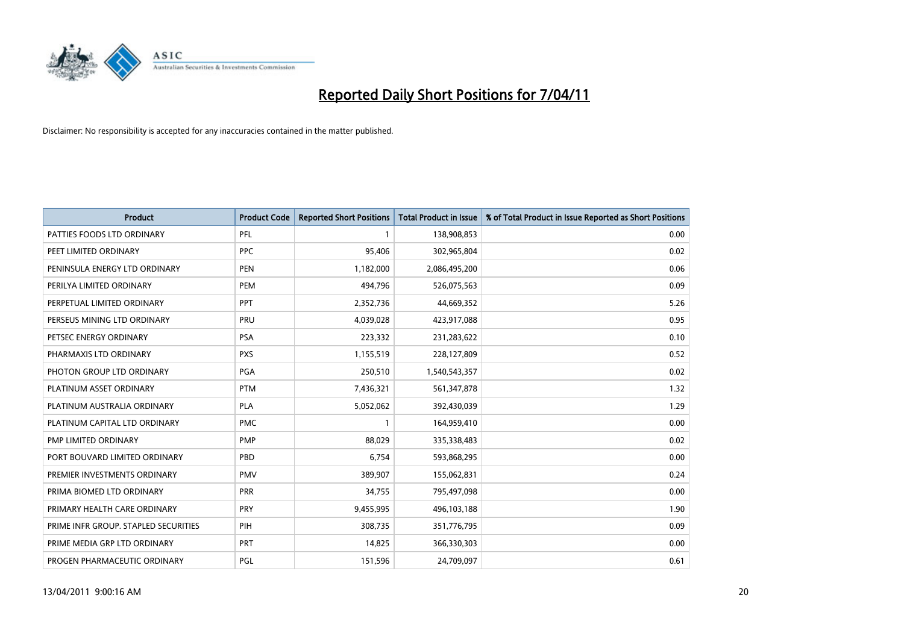# Reported Daily Short Positions for 7/04/11

Disclaimer: No responsibility is accepted for any inaccuracies contained in the matter published.

| Product | Product Code | Reported Short Positions | Total Product in Issue | % of Total Product in Issue Reported as Short Positions |
|---|---|---|---|---|
| PATTIES FOODS LTD ORDINARY | PFL | 1 | 138,908,853 | 0.00 |
| PEET LIMITED ORDINARY | PPC | 95,406 | 302,965,804 | 0.02 |
| PENINSULA ENERGY LTD ORDINARY | PEN | 1,182,000 | 2,086,495,200 | 0.06 |
| PERILYA LIMITED ORDINARY | PEM | 494,796 | 526,075,563 | 0.09 |
| PERPETUAL LIMITED ORDINARY | PPT | 2,352,736 | 44,669,352 | 5.26 |
| PERSEUS MINING LTD ORDINARY | PRU | 4,039,028 | 423,917,088 | 0.95 |
| PETSEC ENERGY ORDINARY | PSA | 223,332 | 231,283,622 | 0.10 |
| PHARMAXIS LTD ORDINARY | PXS | 1,155,519 | 228,127,809 | 0.52 |
| PHOTON GROUP LTD ORDINARY | PGA | 250,510 | 1,540,543,357 | 0.02 |
| PLATINUM ASSET ORDINARY | PTM | 7,436,321 | 561,347,878 | 1.32 |
| PLATINUM AUSTRALIA ORDINARY | PLA | 5,052,062 | 392,430,039 | 1.29 |
| PLATINUM CAPITAL LTD ORDINARY | PMC | 1 | 164,959,410 | 0.00 |
| PMP LIMITED ORDINARY | PMP | 88,029 | 335,338,483 | 0.02 |
| PORT BOUVARD LIMITED ORDINARY | PBD | 6,754 | 593,868,295 | 0.00 |
| PREMIER INVESTMENTS ORDINARY | PMV | 389,907 | 155,062,831 | 0.24 |
| PRIMA BIOMED LTD ORDINARY | PRR | 34,755 | 795,497,098 | 0.00 |
| PRIMARY HEALTH CARE ORDINARY | PRY | 9,455,995 | 496,103,188 | 1.90 |
| PRIME INFR GROUP. STAPLED SECURITIES | PIH | 308,735 | 351,776,795 | 0.09 |
| PRIME MEDIA GRP LTD ORDINARY | PRT | 14,825 | 366,330,303 | 0.00 |
| PROGEN PHARMACEUTIC ORDINARY | PGL | 151,596 | 24,709,097 | 0.61 |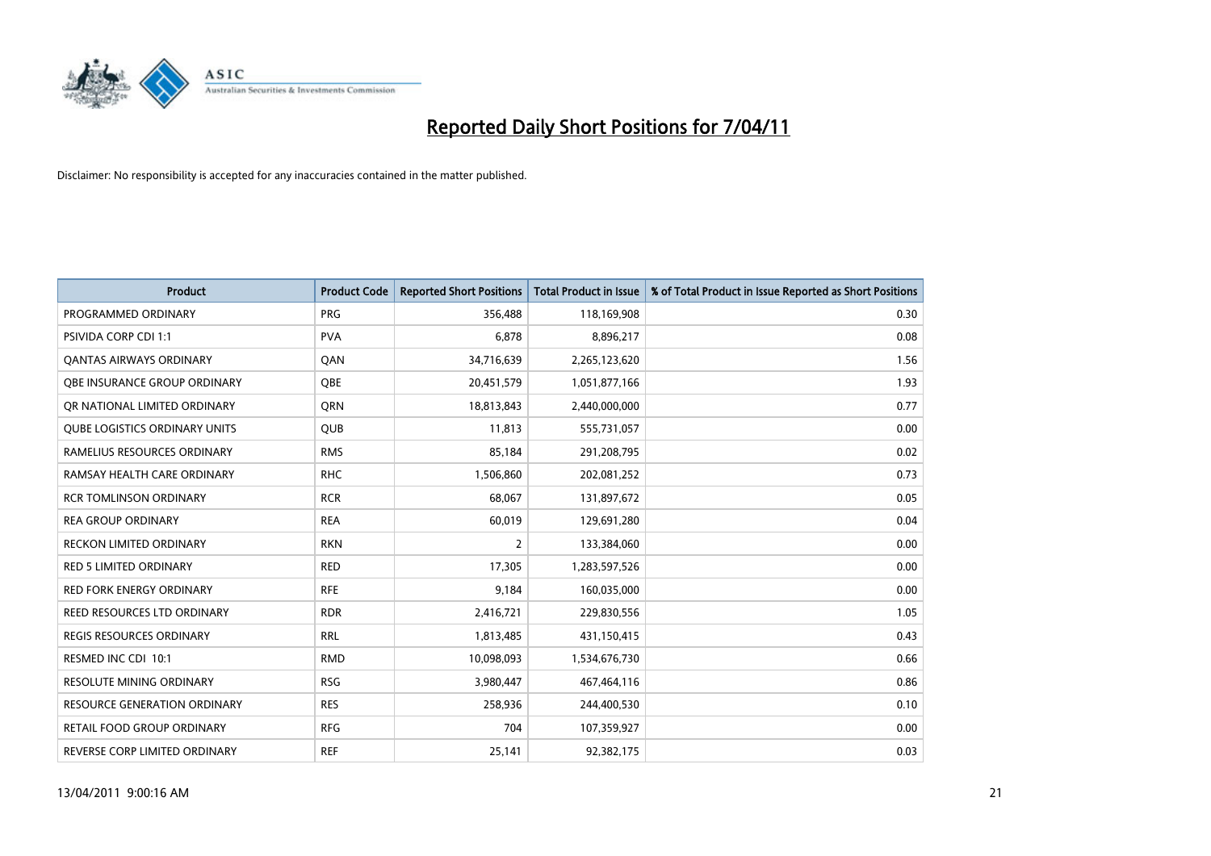# Reported Daily Short Positions for 7/04/11

Disclaimer: No responsibility is accepted for any inaccuracies contained in the matter published.

| Product | Product Code | Reported Short Positions | Total Product in Issue | % of Total Product in Issue Reported as Short Positions |
|---|---|---|---|---|
| PROGRAMMED ORDINARY | PRG | 356,488 | 118,169,908 | 0.30 |
| PSIVIDA CORP CDI 1:1 | PVA | 6,878 | 8,896,217 | 0.08 |
| QANTAS AIRWAYS ORDINARY | QAN | 34,716,639 | 2,265,123,620 | 1.56 |
| QBE INSURANCE GROUP ORDINARY | QBE | 20,451,579 | 1,051,877,166 | 1.93 |
| QR NATIONAL LIMITED ORDINARY | QRN | 18,813,843 | 2,440,000,000 | 0.77 |
| QUBE LOGISTICS ORDINARY UNITS | QUB | 11,813 | 555,731,057 | 0.00 |
| RAMELIUS RESOURCES ORDINARY | RMS | 85,184 | 291,208,795 | 0.02 |
| RAMSAY HEALTH CARE ORDINARY | RHC | 1,506,860 | 202,081,252 | 0.73 |
| RCR TOMLINSON ORDINARY | RCR | 68,067 | 131,897,672 | 0.05 |
| REA GROUP ORDINARY | REA | 60,019 | 129,691,280 | 0.04 |
| RECKON LIMITED ORDINARY | RKN | 2 | 133,384,060 | 0.00 |
| RED 5 LIMITED ORDINARY | RED | 17,305 | 1,283,597,526 | 0.00 |
| RED FORK ENERGY ORDINARY | RFE | 9,184 | 160,035,000 | 0.00 |
| REED RESOURCES LTD ORDINARY | RDR | 2,416,721 | 229,830,556 | 1.05 |
| REGIS RESOURCES ORDINARY | RRL | 1,813,485 | 431,150,415 | 0.43 |
| RESMED INC CDI 10:1 | RMD | 10,098,093 | 1,534,676,730 | 0.66 |
| RESOLUTE MINING ORDINARY | RSG | 3,980,447 | 467,464,116 | 0.86 |
| RESOURCE GENERATION ORDINARY | RES | 258,936 | 244,400,530 | 0.10 |
| RETAIL FOOD GROUP ORDINARY | RFG | 704 | 107,359,927 | 0.00 |
| REVERSE CORP LIMITED ORDINARY | REF | 25,141 | 92,382,175 | 0.03 |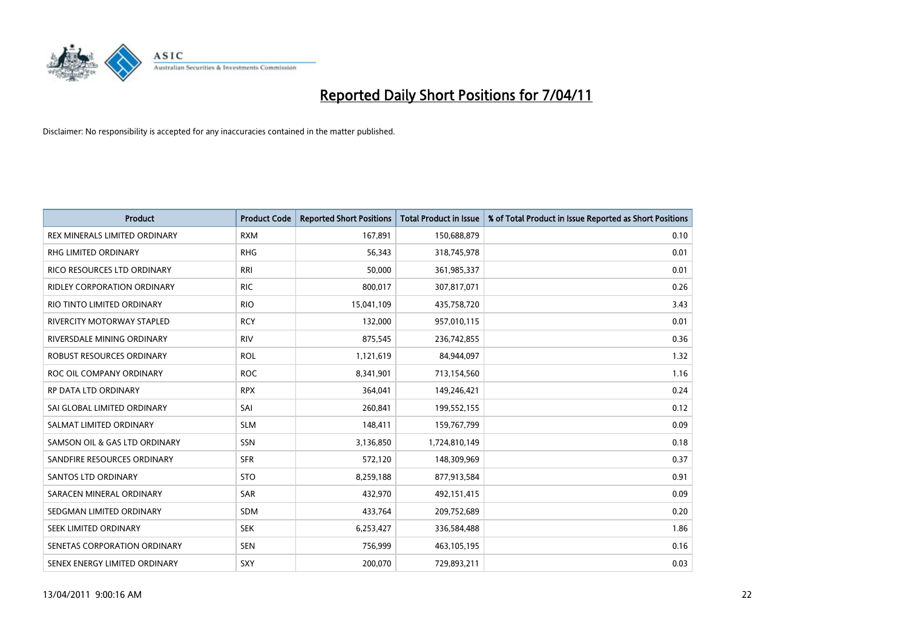# Reported Daily Short Positions for 7/04/11

Disclaimer: No responsibility is accepted for any inaccuracies contained in the matter published.

| Product | Product Code | Reported Short Positions | Total Product in Issue | % of Total Product in Issue Reported as Short Positions |
|---|---|---|---|---|
| REX MINERALS LIMITED ORDINARY | RXM | 167,891 | 150,688,879 | 0.10 |
| RHG LIMITED ORDINARY | RHG | 56,343 | 318,745,978 | 0.01 |
| RICO RESOURCES LTD ORDINARY | RRI | 50,000 | 361,985,337 | 0.01 |
| RIDLEY CORPORATION ORDINARY | RIC | 800,017 | 307,817,071 | 0.26 |
| RIO TINTO LIMITED ORDINARY | RIO | 15,041,109 | 435,758,720 | 3.43 |
| RIVERCITY MOTORWAY STAPLED | RCY | 132,000 | 957,010,115 | 0.01 |
| RIVERSDALE MINING ORDINARY | RIV | 875,545 | 236,742,855 | 0.36 |
| ROBUST RESOURCES ORDINARY | ROL | 1,121,619 | 84,944,097 | 1.32 |
| ROC OIL COMPANY ORDINARY | ROC | 8,341,901 | 713,154,560 | 1.16 |
| RP DATA LTD ORDINARY | RPX | 364,041 | 149,246,421 | 0.24 |
| SAI GLOBAL LIMITED ORDINARY | SAI | 260,841 | 199,552,155 | 0.12 |
| SALMAT LIMITED ORDINARY | SLM | 148,411 | 159,767,799 | 0.09 |
| SAMSON OIL & GAS LTD ORDINARY | SSN | 3,136,850 | 1,724,810,149 | 0.18 |
| SANDFIRE RESOURCES ORDINARY | SFR | 572,120 | 148,309,969 | 0.37 |
| SANTOS LTD ORDINARY | STO | 8,259,188 | 877,913,584 | 0.91 |
| SARACEN MINERAL ORDINARY | SAR | 432,970 | 492,151,415 | 0.09 |
| SEDGMAN LIMITED ORDINARY | SDM | 433,764 | 209,752,689 | 0.20 |
| SEEK LIMITED ORDINARY | SEK | 6,253,427 | 336,584,488 | 1.86 |
| SENETAS CORPORATION ORDINARY | SEN | 756,999 | 463,105,195 | 0.16 |
| SENEX ENERGY LIMITED ORDINARY | SXY | 200,070 | 729,893,211 | 0.03 |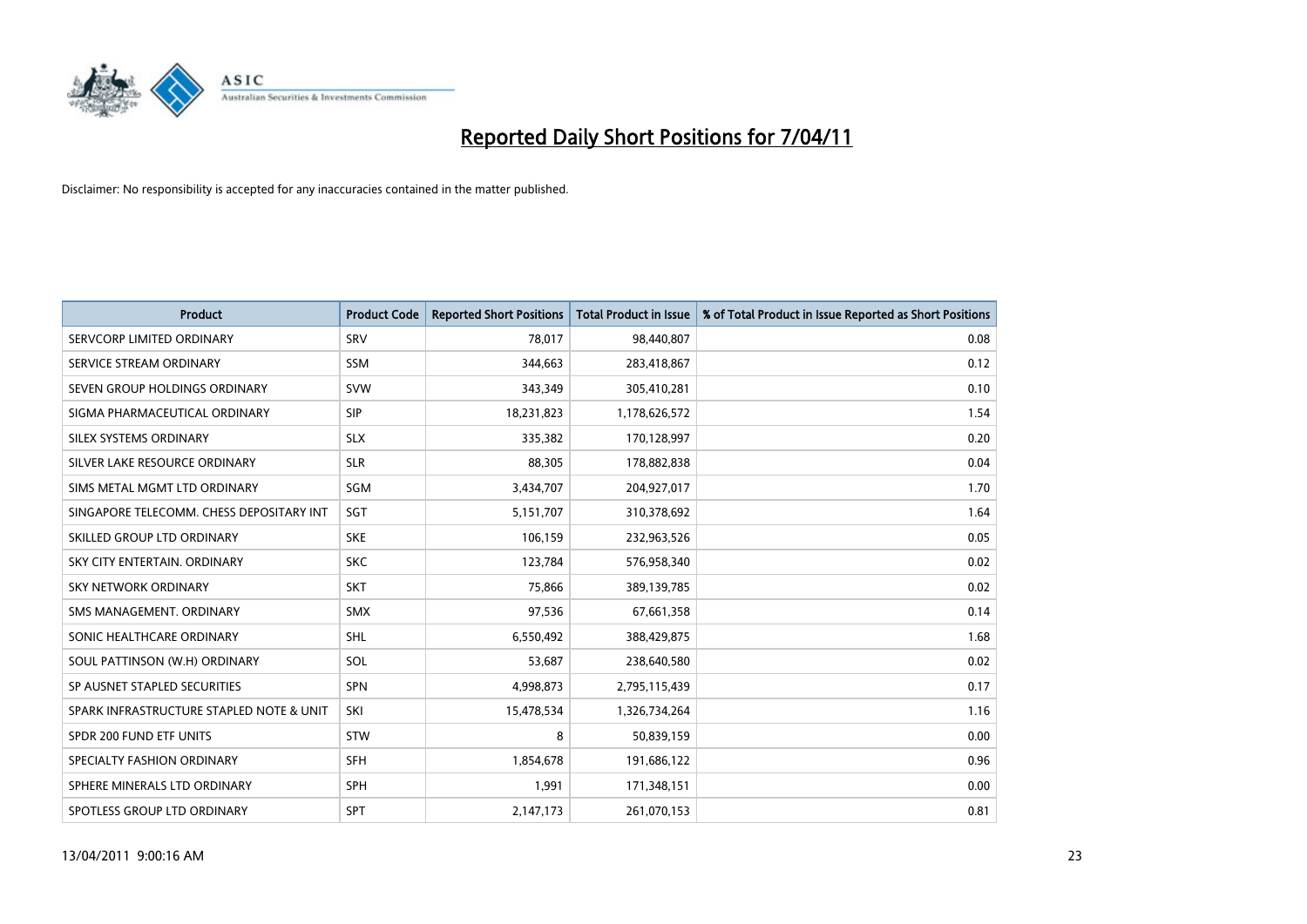# Reported Daily Short Positions for 7/04/11

Disclaimer: No responsibility is accepted for any inaccuracies contained in the matter published.

| Product | Product Code | Reported Short Positions | Total Product in Issue | % of Total Product in Issue Reported as Short Positions |
|---|---|---|---|---|
| SERVCORP LIMITED ORDINARY | SRV | 78,017 | 98,440,807 | 0.08 |
| SERVICE STREAM ORDINARY | SSM | 344,663 | 283,418,867 | 0.12 |
| SEVEN GROUP HOLDINGS ORDINARY | SVW | 343,349 | 305,410,281 | 0.10 |
| SIGMA PHARMACEUTICAL ORDINARY | SIP | 18,231,823 | 1,178,626,572 | 1.54 |
| SILEX SYSTEMS ORDINARY | SLX | 335,382 | 170,128,997 | 0.20 |
| SILVER LAKE RESOURCE ORDINARY | SLR | 88,305 | 178,882,838 | 0.04 |
| SIMS METAL MGMT LTD ORDINARY | SGM | 3,434,707 | 204,927,017 | 1.70 |
| SINGAPORE TELECOMM. CHESS DEPOSITARY INT | SGT | 5,151,707 | 310,378,692 | 1.64 |
| SKILLED GROUP LTD ORDINARY | SKE | 106,159 | 232,963,526 | 0.05 |
| SKY CITY ENTERTAIN. ORDINARY | SKC | 123,784 | 576,958,340 | 0.02 |
| SKY NETWORK ORDINARY | SKT | 75,866 | 389,139,785 | 0.02 |
| SMS MANAGEMENT. ORDINARY | SMX | 97,536 | 67,661,358 | 0.14 |
| SONIC HEALTHCARE ORDINARY | SHL | 6,550,492 | 388,429,875 | 1.68 |
| SOUL PATTINSON (W.H) ORDINARY | SOL | 53,687 | 238,640,580 | 0.02 |
| SP AUSNET STAPLED SECURITIES | SPN | 4,998,873 | 2,795,115,439 | 0.17 |
| SPARK INFRASTRUCTURE STAPLED NOTE & UNIT | SKI | 15,478,534 | 1,326,734,264 | 1.16 |
| SPDR 200 FUND ETF UNITS | STW | 8 | 50,839,159 | 0.00 |
| SPECIALTY FASHION ORDINARY | SFH | 1,854,678 | 191,686,122 | 0.96 |
| SPHERE MINERALS LTD ORDINARY | SPH | 1,991 | 171,348,151 | 0.00 |
| SPOTLESS GROUP LTD ORDINARY | SPT | 2,147,173 | 261,070,153 | 0.81 |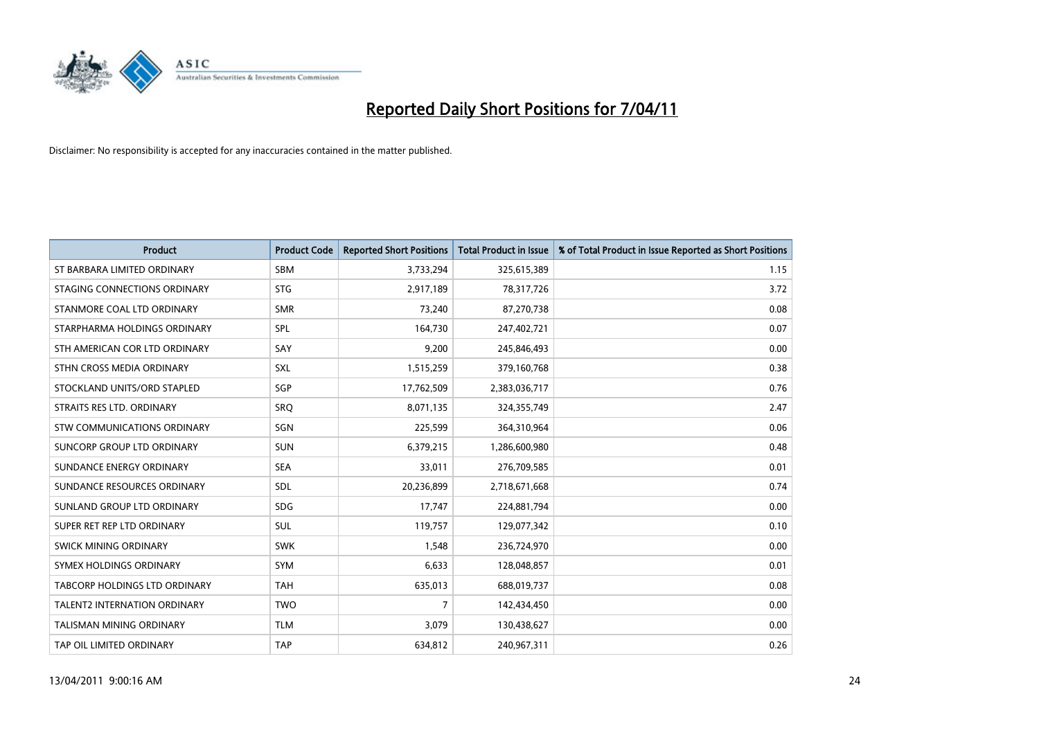# Reported Daily Short Positions for 7/04/11

Disclaimer: No responsibility is accepted for any inaccuracies contained in the matter published.

| Product | Product Code | Reported Short Positions | Total Product in Issue | % of Total Product in Issue Reported as Short Positions |
|---|---|---|---|---|
| ST BARBARA LIMITED ORDINARY | SBM | 3,733,294 | 325,615,389 | 1.15 |
| STAGING CONNECTIONS ORDINARY | STG | 2,917,189 | 78,317,726 | 3.72 |
| STANMORE COAL LTD ORDINARY | SMR | 73,240 | 87,270,738 | 0.08 |
| STARPHARMA HOLDINGS ORDINARY | SPL | 164,730 | 247,402,721 | 0.07 |
| STH AMERICAN COR LTD ORDINARY | SAY | 9,200 | 245,846,493 | 0.00 |
| STHN CROSS MEDIA ORDINARY | SXL | 1,515,259 | 379,160,768 | 0.38 |
| STOCKLAND UNITS/ORD STAPLED | SGP | 17,762,509 | 2,383,036,717 | 0.76 |
| STRAITS RES LTD. ORDINARY | SRQ | 8,071,135 | 324,355,749 | 2.47 |
| STW COMMUNICATIONS ORDINARY | SGN | 225,599 | 364,310,964 | 0.06 |
| SUNCORP GROUP LTD ORDINARY | SUN | 6,379,215 | 1,286,600,980 | 0.48 |
| SUNDANCE ENERGY ORDINARY | SEA | 33,011 | 276,709,585 | 0.01 |
| SUNDANCE RESOURCES ORDINARY | SDL | 20,236,899 | 2,718,671,668 | 0.74 |
| SUNLAND GROUP LTD ORDINARY | SDG | 17,747 | 224,881,794 | 0.00 |
| SUPER RET REP LTD ORDINARY | SUL | 119,757 | 129,077,342 | 0.10 |
| SWICK MINING ORDINARY | SWK | 1,548 | 236,724,970 | 0.00 |
| SYMEX HOLDINGS ORDINARY | SYM | 6,633 | 128,048,857 | 0.01 |
| TABCORP HOLDINGS LTD ORDINARY | TAH | 635,013 | 688,019,737 | 0.08 |
| TALENT2 INTERNATION ORDINARY | TWO | 7 | 142,434,450 | 0.00 |
| TALISMAN MINING ORDINARY | TLM | 3,079 | 130,438,627 | 0.00 |
| TAP OIL LIMITED ORDINARY | TAP | 634,812 | 240,967,311 | 0.26 |

13/04/2011 9:00:16 AM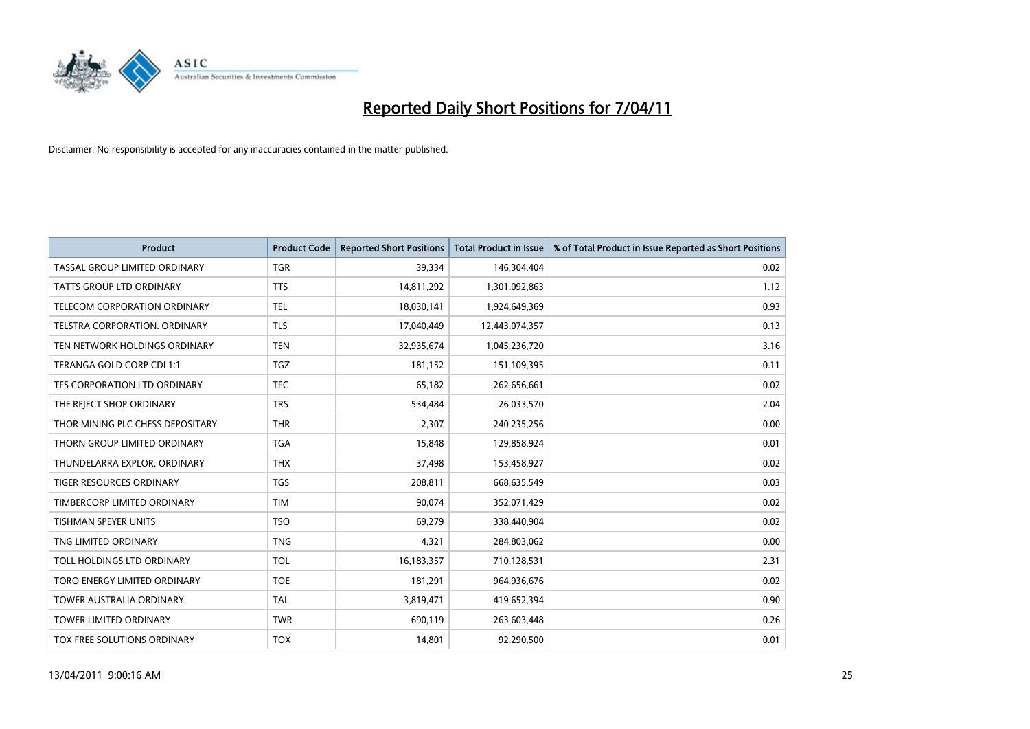# Reported Daily Short Positions for 7/04/11

Disclaimer: No responsibility is accepted for any inaccuracies contained in the matter published.

| Product | Product Code | Reported Short Positions | Total Product in Issue | % of Total Product in Issue Reported as Short Positions |
|---|---|---|---|---|
| TASSAL GROUP LIMITED ORDINARY | TGR | 39,334 | 146,304,404 | 0.02 |
| TATTS GROUP LTD ORDINARY | TTS | 14,811,292 | 1,301,092,863 | 1.12 |
| TELECOM CORPORATION ORDINARY | TEL | 18,030,141 | 1,924,649,369 | 0.93 |
| TELSTRA CORPORATION. ORDINARY | TLS | 17,040,449 | 12,443,074,357 | 0.13 |
| TEN NETWORK HOLDINGS ORDINARY | TEN | 32,935,674 | 1,045,236,720 | 3.16 |
| TERANGA GOLD CORP CDI 1:1 | TGZ | 181,152 | 151,109,395 | 0.11 |
| TFS CORPORATION LTD ORDINARY | TFC | 65,182 | 262,656,661 | 0.02 |
| THE REJECT SHOP ORDINARY | TRS | 534,484 | 26,033,570 | 2.04 |
| THOR MINING PLC CHESS DEPOSITARY | THR | 2,307 | 240,235,256 | 0.00 |
| THORN GROUP LIMITED ORDINARY | TGA | 15,848 | 129,858,924 | 0.01 |
| THUNDELARRA EXPLOR. ORDINARY | THX | 37,498 | 153,458,927 | 0.02 |
| TIGER RESOURCES ORDINARY | TGS | 208,811 | 668,635,549 | 0.03 |
| TIMBERCORP LIMITED ORDINARY | TIM | 90,074 | 352,071,429 | 0.02 |
| TISHMAN SPEYER UNITS | TSO | 69,279 | 338,440,904 | 0.02 |
| TNG LIMITED ORDINARY | TNG | 4,321 | 284,803,062 | 0.00 |
| TOLL HOLDINGS LTD ORDINARY | TOL | 16,183,357 | 710,128,531 | 2.31 |
| TORO ENERGY LIMITED ORDINARY | TOE | 181,291 | 964,936,676 | 0.02 |
| TOWER AUSTRALIA ORDINARY | TAL | 3,819,471 | 419,652,394 | 0.90 |
| TOWER LIMITED ORDINARY | TWR | 690,119 | 263,603,448 | 0.26 |
| TOX FREE SOLUTIONS ORDINARY | TOX | 14,801 | 92,290,500 | 0.01 |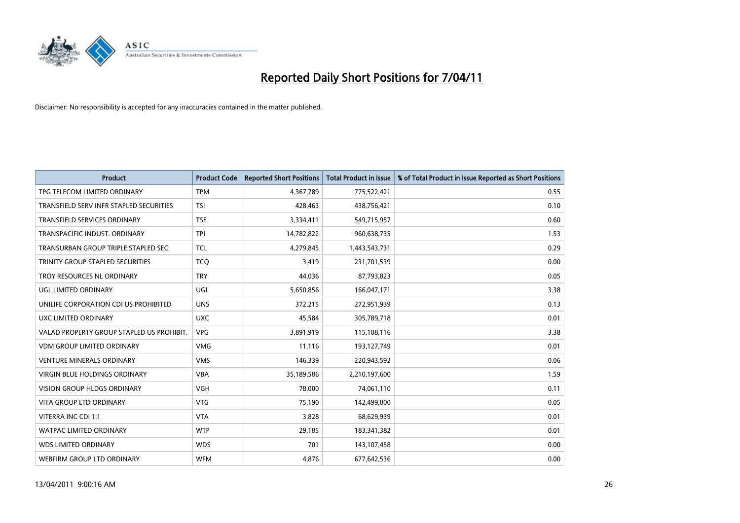# Reported Daily Short Positions for 7/04/11

Disclaimer: No responsibility is accepted for any inaccuracies contained in the matter published.

| Product | Product Code | Reported Short Positions | Total Product in Issue | % of Total Product in Issue Reported as Short Positions |
|---|---|---|---|---|
| TPG TELECOM LIMITED ORDINARY | TPM | 4,367,789 | 775,522,421 | 0.55 |
| TRANSFIELD SERV INFR STAPLED SECURITIES | TSI | 428,463 | 438,756,421 | 0.10 |
| TRANSFIELD SERVICES ORDINARY | TSE | 3,334,411 | 549,715,957 | 0.60 |
| TRANSPACIFIC INDUST. ORDINARY | TPI | 14,782,822 | 960,638,735 | 1.53 |
| TRANSURBAN GROUP TRIPLE STAPLED SEC. | TCL | 4,279,845 | 1,443,543,731 | 0.29 |
| TRINITY GROUP STAPLED SECURITIES | TCQ | 3,419 | 231,701,539 | 0.00 |
| TROY RESOURCES NL ORDINARY | TRY | 44,036 | 87,793,823 | 0.05 |
| UGL LIMITED ORDINARY | UGL | 5,650,856 | 166,047,171 | 3.38 |
| UNILIFE CORPORATION CDI US PROHIBITED | UNS | 372,215 | 272,951,939 | 0.13 |
| UXC LIMITED ORDINARY | UXC | 45,584 | 305,789,718 | 0.01 |
| VALAD PROPERTY GROUP STAPLED US PROHIBIT. | VPG | 3,891,919 | 115,108,116 | 3.38 |
| VDM GROUP LIMITED ORDINARY | VMG | 11,116 | 193,127,749 | 0.01 |
| VENTURE MINERALS ORDINARY | VMS | 146,339 | 220,943,592 | 0.06 |
| VIRGIN BLUE HOLDINGS ORDINARY | VBA | 35,189,586 | 2,210,197,600 | 1.59 |
| VISION GROUP HLDGS ORDINARY | VGH | 78,000 | 74,061,110 | 0.11 |
| VITA GROUP LTD ORDINARY | VTG | 75,190 | 142,499,800 | 0.05 |
| VITERRA INC CDI 1:1 | VTA | 3,828 | 68,629,939 | 0.01 |
| WATPAC LIMITED ORDINARY | WTP | 29,185 | 183,341,382 | 0.01 |
| WDS LIMITED ORDINARY | WDS | 701 | 143,107,458 | 0.00 |
| WEBFIRM GROUP LTD ORDINARY | WFM | 4,876 | 677,642,536 | 0.00 |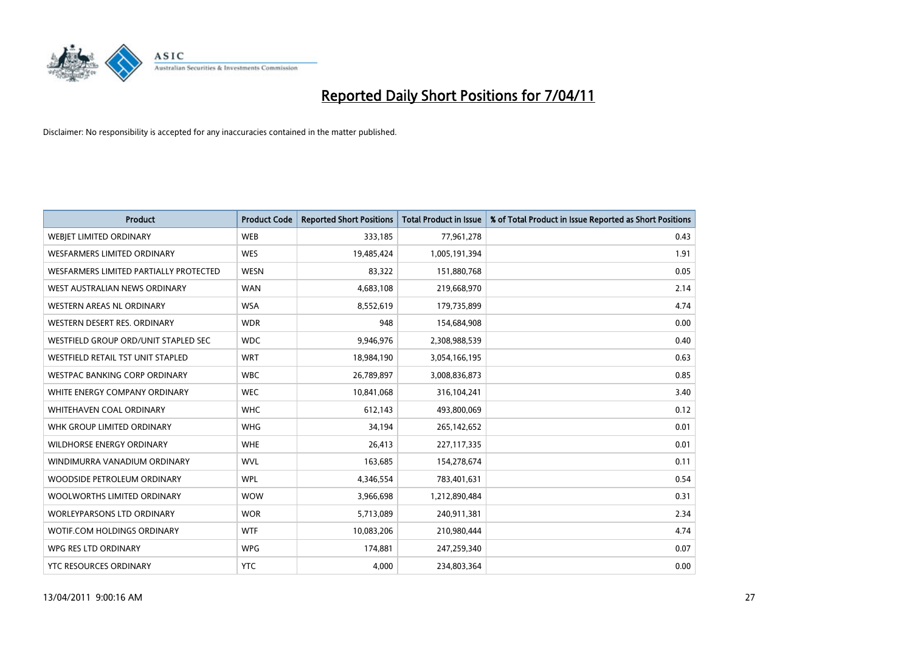# Reported Daily Short Positions for 7/04/11

Disclaimer: No responsibility is accepted for any inaccuracies contained in the matter published.

| Product | Product Code | Reported Short Positions | Total Product in Issue | % of Total Product in Issue Reported as Short Positions |
|---|---|---|---|---|
| WEBJET LIMITED ORDINARY | WEB | 333,185 | 77,961,278 | 0.43 |
| WESFARMERS LIMITED ORDINARY | WES | 19,485,424 | 1,005,191,394 | 1.91 |
| WESFARMERS LIMITED PARTIALLY PROTECTED | WESN | 83,322 | 151,880,768 | 0.05 |
| WEST AUSTRALIAN NEWS ORDINARY | WAN | 4,683,108 | 219,668,970 | 2.14 |
| WESTERN AREAS NL ORDINARY | WSA | 8,552,619 | 179,735,899 | 4.74 |
| WESTERN DESERT RES. ORDINARY | WDR | 948 | 154,684,908 | 0.00 |
| WESTFIELD GROUP ORD/UNIT STAPLED SEC | WDC | 9,946,976 | 2,308,988,539 | 0.40 |
| WESTFIELD RETAIL TST UNIT STAPLED | WRT | 18,984,190 | 3,054,166,195 | 0.63 |
| WESTPAC BANKING CORP ORDINARY | WBC | 26,789,897 | 3,008,836,873 | 0.85 |
| WHITE ENERGY COMPANY ORDINARY | WEC | 10,841,068 | 316,104,241 | 3.40 |
| WHITEHAVEN COAL ORDINARY | WHC | 612,143 | 493,800,069 | 0.12 |
| WHK GROUP LIMITED ORDINARY | WHG | 34,194 | 265,142,652 | 0.01 |
| WILDHORSE ENERGY ORDINARY | WHE | 26,413 | 227,117,335 | 0.01 |
| WINDIMURRA VANADIUM ORDINARY | WVL | 163,685 | 154,278,674 | 0.11 |
| WOODSIDE PETROLEUM ORDINARY | WPL | 4,346,554 | 783,401,631 | 0.54 |
| WOOLWORTHS LIMITED ORDINARY | WOW | 3,966,698 | 1,212,890,484 | 0.31 |
| WORLEYPARSONS LTD ORDINARY | WOR | 5,713,089 | 240,911,381 | 2.34 |
| WOTIF.COM HOLDINGS ORDINARY | WTF | 10,083,206 | 210,980,444 | 4.74 |
| WPG RES LTD ORDINARY | WPG | 174,881 | 247,259,340 | 0.07 |
| YTC RESOURCES ORDINARY | YTC | 4,000 | 234,803,364 | 0.00 |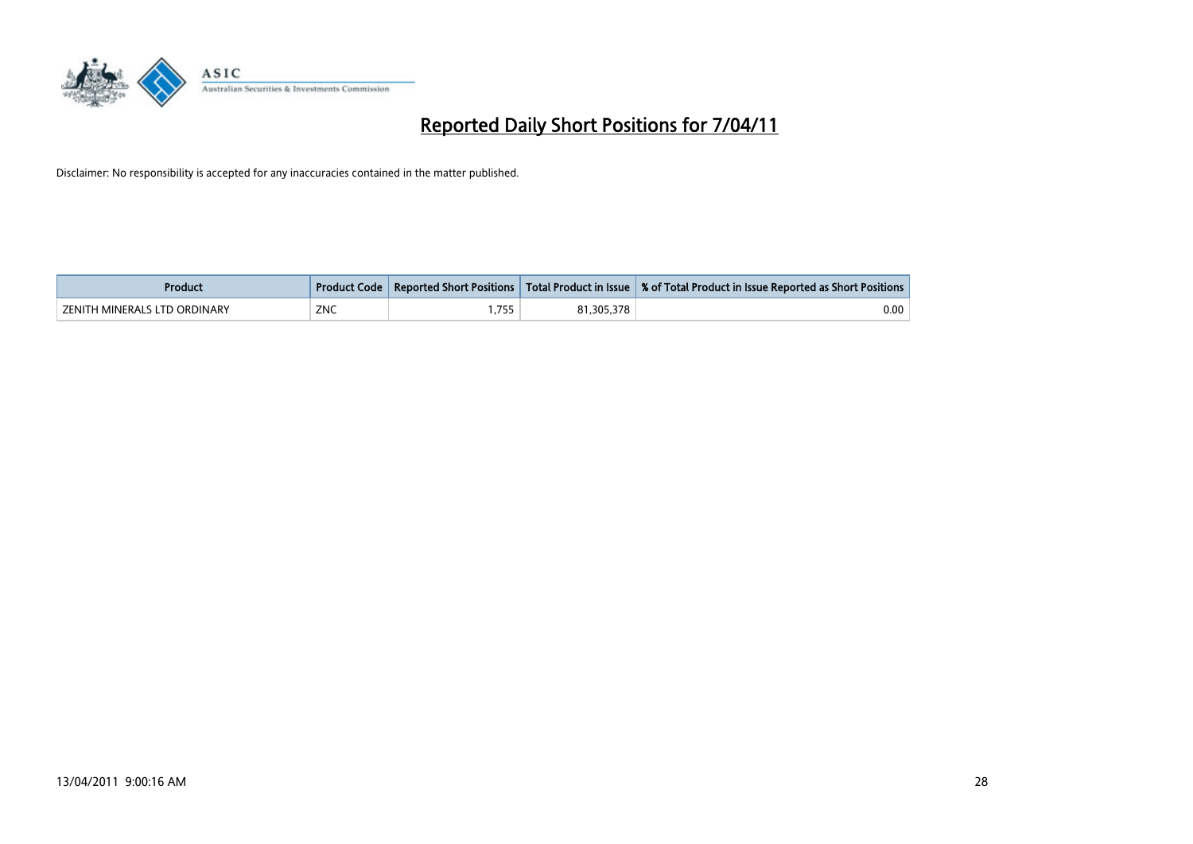# Reported Daily Short Positions for 7/04/11

Disclaimer: No responsibility is accepted for any inaccuracies contained in the matter published.

| Product | Product Code | Reported Short Positions | Total Product in Issue | % of Total Product in Issue Reported as Short Positions |
|---|---|---|---|---|
| ZENITH MINERALS LTD ORDINARY | ZNC | 1,755 | 81,305,378 | 0.00 |

13/04/2011 9:00:16 AM